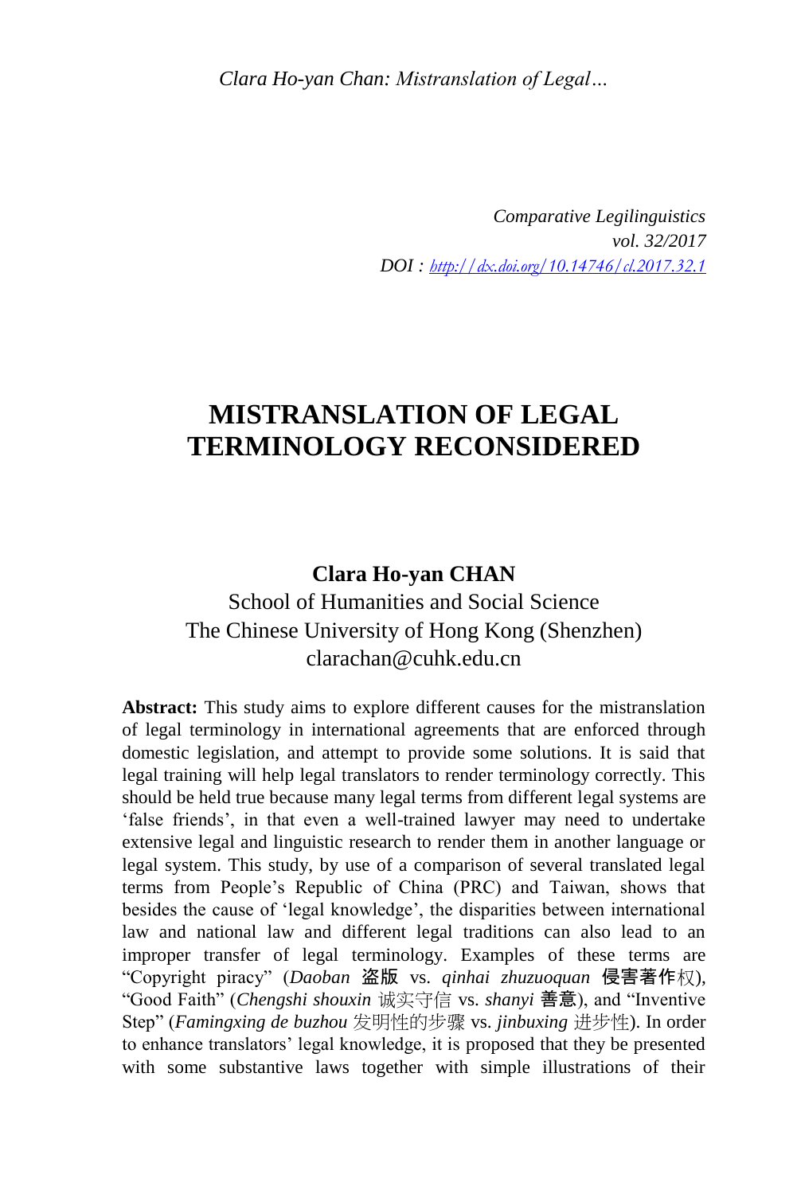*Comparative Legilinguistics*
*vol. 32/2017*
*DOI : http://dx.doi.org/10.14746/cl.2017.32.1*

# MISTRANSLATION OF LEGAL TERMINOLOGY RECONSIDERED

**Clara Ho-yan CHAN**

School of Humanities and Social Science
The Chinese University of Hong Kong (Shenzhen)
clarachan@cuhk.edu.cn

**Abstract:** This study aims to explore different causes for the mistranslation of legal terminology in international agreements that are enforced through domestic legislation, and attempt to provide some solutions. It is said that legal training will help legal translators to render terminology correctly. This should be held true because many legal terms from different legal systems are 'false friends', in that even a well-trained lawyer may need to undertake extensive legal and linguistic research to render them in another language or legal system. This study, by use of a comparison of several translated legal terms from People's Republic of China (PRC) and Taiwan, shows that besides the cause of 'legal knowledge', the disparities between international law and national law and different legal traditions can also lead to an improper transfer of legal terminology. Examples of these terms are "Copyright piracy" (*Daoban* 盗版 vs. *qinhai zhuzuoquan* 侵害著作权), "Good Faith" (*Chengshi shouxin* 诚实守信 vs. *shanyi* 善意), and "Inventive Step" (*Famingxing de buzhou* 发明性的步骤 vs. *jinbuxing* 进步性). In order to enhance translators' legal knowledge, it is proposed that they be presented with some substantive laws together with simple illustrations of their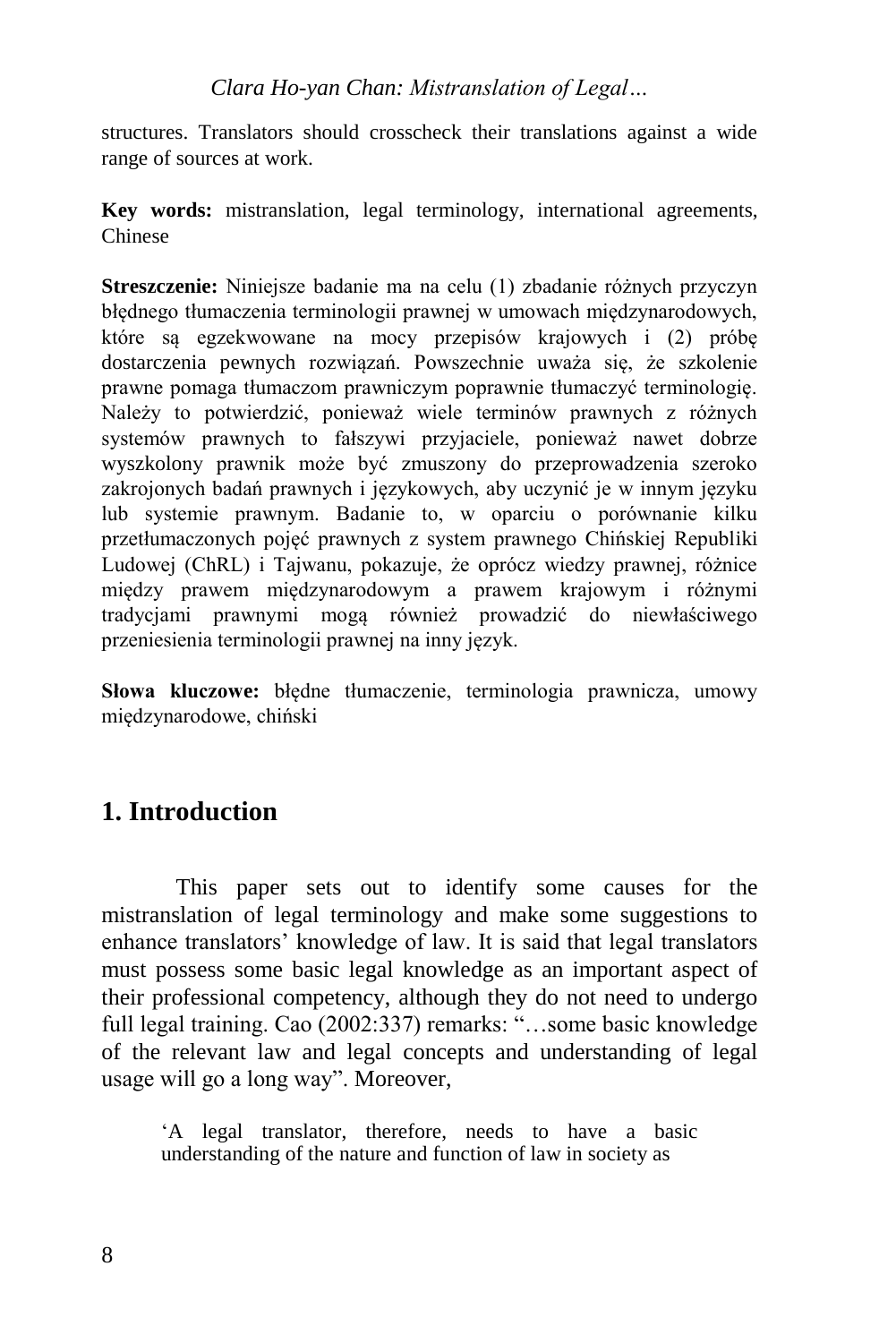structures. Translators should crosscheck their translations against a wide range of sources at work.

**Key words:** mistranslation, legal terminology, international agreements, Chinese

**Streszczenie:** Niniejsze badanie ma na celu (1) zbadanie różnych przyczyn błędnego tłumaczenia terminologii prawnej w umowach międzynarodowych, które są egzekwowane na mocy przepisów krajowych i (2) próbę dostarczenia pewnych rozwiązań. Powszechnie uważa się, że szkolenie prawne pomaga tłumaczom prawniczym poprawnie tłumaczyć terminologię. Należy to potwierdzić, ponieważ wiele terminów prawnych z różnych systemów prawnych to fałszywi przyjaciele, ponieważ nawet dobrze wyszkolony prawnik może być zmuszony do przeprowadzenia szeroko zakrojonych badań prawnych i językowych, aby uczynić je w innym języku lub systemie prawnym. Badanie to, w oparciu o porównanie kilku przetłumaczonych pojęć prawnych z system prawnego Chińskiej Republiki Ludowej (ChRL) i Tajwanu, pokazuje, że oprócz wiedzy prawnej, różnice między prawem międzynarodowym a prawem krajowym i różnymi tradycjami prawnymi mogą również prowadzić do niewłaściwego przeniesienia terminologii prawnej na inny język.

**Słowa kluczowe:** błędne tłumaczenie, terminologia prawnicza, umowy międzynarodowe, chiński

## 1. Introduction

This paper sets out to identify some causes for the mistranslation of legal terminology and make some suggestions to enhance translators' knowledge of law. It is said that legal translators must possess some basic legal knowledge as an important aspect of their professional competency, although they do not need to undergo full legal training. Cao (2002:337) remarks: "…some basic knowledge of the relevant law and legal concepts and understanding of legal usage will go a long way". Moreover,

> 'A legal translator, therefore, needs to have a basic understanding of the nature and function of law in society as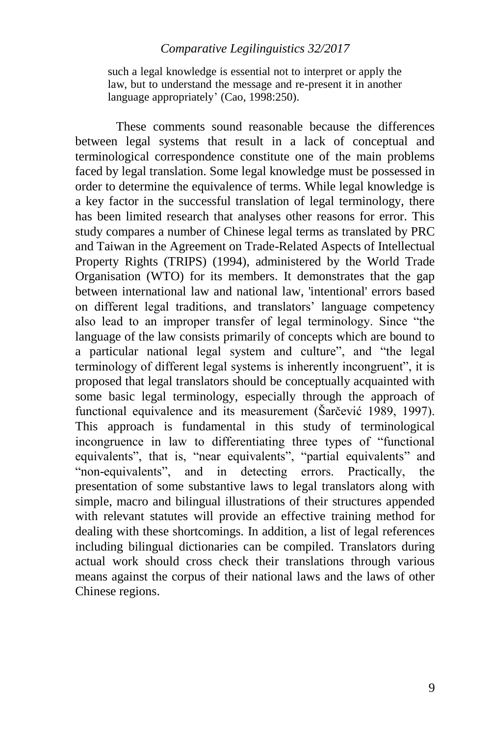such a legal knowledge is essential not to interpret or apply the law, but to understand the message and re-present it in another language appropriately' (Cao, 1998:250).

These comments sound reasonable because the differences between legal systems that result in a lack of conceptual and terminological correspondence constitute one of the main problems faced by legal translation. Some legal knowledge must be possessed in order to determine the equivalence of terms. While legal knowledge is a key factor in the successful translation of legal terminology, there has been limited research that analyses other reasons for error. This study compares a number of Chinese legal terms as translated by PRC and Taiwan in the Agreement on Trade-Related Aspects of Intellectual Property Rights (TRIPS) (1994), administered by the World Trade Organisation (WTO) for its members. It demonstrates that the gap between international law and national law, 'intentional' errors based on different legal traditions, and translators' language competency also lead to an improper transfer of legal terminology. Since "the language of the law consists primarily of concepts which are bound to a particular national legal system and culture", and "the legal terminology of different legal systems is inherently incongruent", it is proposed that legal translators should be conceptually acquainted with some basic legal terminology, especially through the approach of functional equivalence and its measurement (Šarčević 1989, 1997). This approach is fundamental in this study of terminological incongruence in law to differentiating three types of "functional equivalents", that is, "near equivalents", "partial equivalents" and "non-equivalents", and in detecting errors. Practically, the presentation of some substantive laws to legal translators along with simple, macro and bilingual illustrations of their structures appended with relevant statutes will provide an effective training method for dealing with these shortcomings. In addition, a list of legal references including bilingual dictionaries can be compiled. Translators during actual work should cross check their translations through various means against the corpus of their national laws and the laws of other Chinese regions.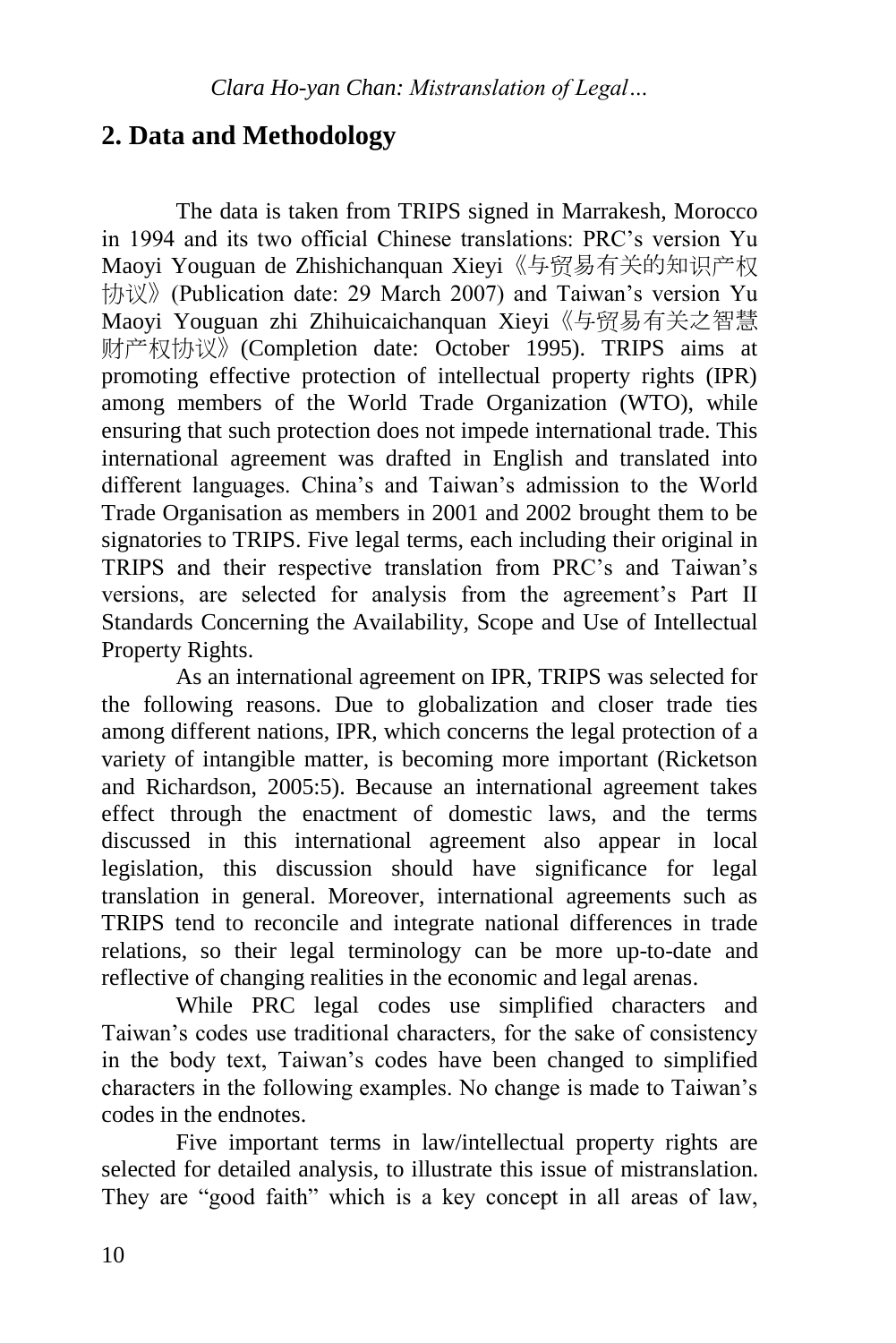## 2. Data and Methodology

The data is taken from TRIPS signed in Marrakesh, Morocco in 1994 and its two official Chinese translations: PRC's version Yu Maoyi Youguan de Zhishichanquan Xieyi《与贸易有关的知识产权协议》(Publication date: 29 March 2007) and Taiwan's version Yu Maoyi Youguan zhi Zhihuicaichanquan Xieyi《与贸易有关之智慧财产权协议》(Completion date: October 1995). TRIPS aims at promoting effective protection of intellectual property rights (IPR) among members of the World Trade Organization (WTO), while ensuring that such protection does not impede international trade. This international agreement was drafted in English and translated into different languages. China's and Taiwan's admission to the World Trade Organisation as members in 2001 and 2002 brought them to be signatories to TRIPS. Five legal terms, each including their original in TRIPS and their respective translation from PRC's and Taiwan's versions, are selected for analysis from the agreement's Part II Standards Concerning the Availability, Scope and Use of Intellectual Property Rights.

As an international agreement on IPR, TRIPS was selected for the following reasons. Due to globalization and closer trade ties among different nations, IPR, which concerns the legal protection of a variety of intangible matter, is becoming more important (Ricketson and Richardson, 2005:5). Because an international agreement takes effect through the enactment of domestic laws, and the terms discussed in this international agreement also appear in local legislation, this discussion should have significance for legal translation in general. Moreover, international agreements such as TRIPS tend to reconcile and integrate national differences in trade relations, so their legal terminology can be more up-to-date and reflective of changing realities in the economic and legal arenas.

While PRC legal codes use simplified characters and Taiwan's codes use traditional characters, for the sake of consistency in the body text, Taiwan's codes have been changed to simplified characters in the following examples. No change is made to Taiwan's codes in the endnotes.

Five important terms in law/intellectual property rights are selected for detailed analysis, to illustrate this issue of mistranslation. They are "good faith" which is a key concept in all areas of law,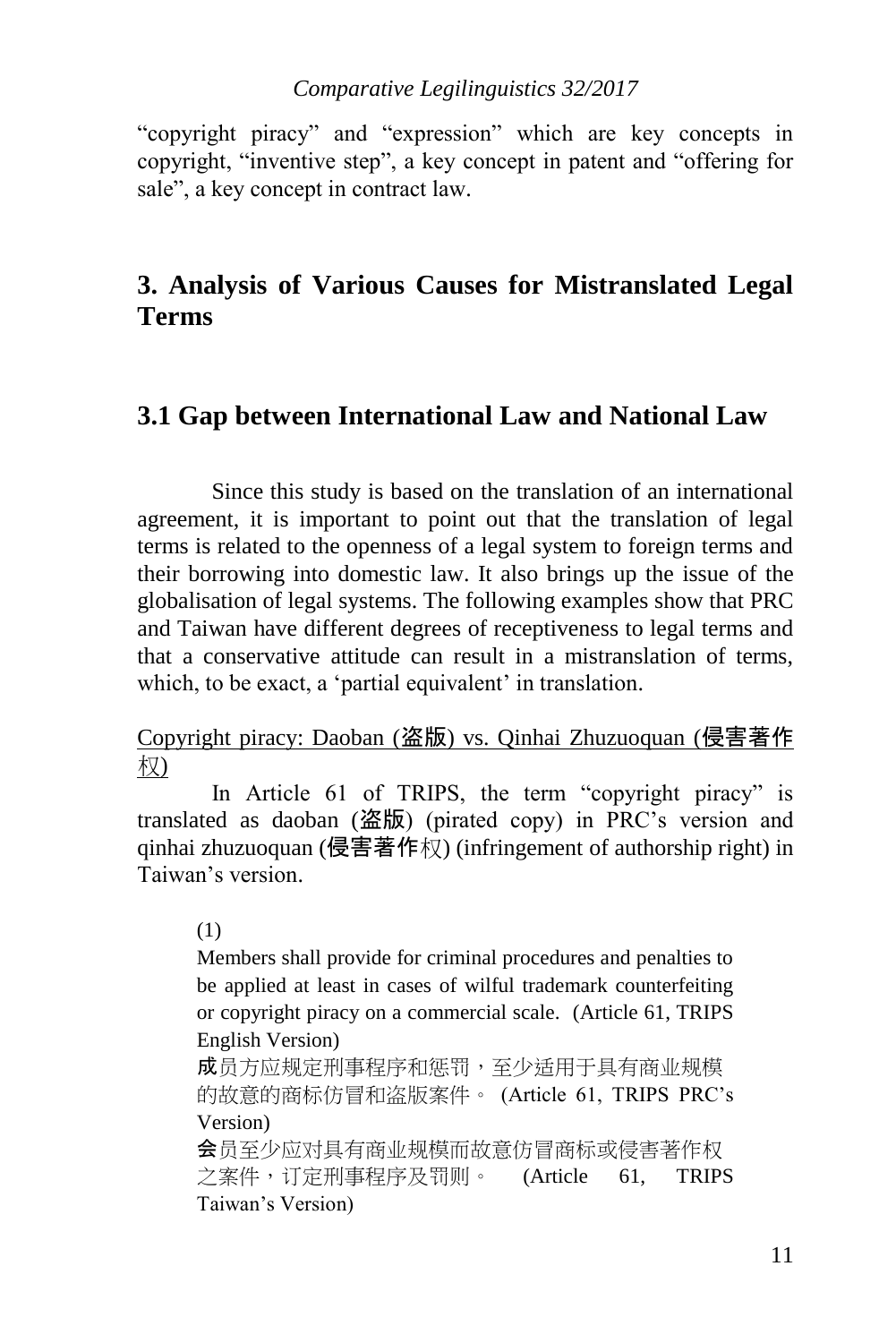"copyright piracy" and "expression" which are key concepts in copyright, "inventive step", a key concept in patent and "offering for sale", a key concept in contract law.

## 3. Analysis of Various Causes for Mistranslated Legal Terms

### 3.1 Gap between International Law and National Law

Since this study is based on the translation of an international agreement, it is important to point out that the translation of legal terms is related to the openness of a legal system to foreign terms and their borrowing into domestic law. It also brings up the issue of the globalisation of legal systems. The following examples show that PRC and Taiwan have different degrees of receptiveness to legal terms and that a conservative attitude can result in a mistranslation of terms, which, to be exact, a 'partial equivalent' in translation.

Copyright piracy: Daoban (盗版) vs. Qinhai Zhuzuoquan (侵害著作权)

In Article 61 of TRIPS, the term "copyright piracy" is translated as daoban (盗版) (pirated copy) in PRC's version and qinhai zhuzuoquan (侵害著作权) (infringement of authorship right) in Taiwan's version.

(1)

Members shall provide for criminal procedures and penalties to be applied at least in cases of wilful trademark counterfeiting or copyright piracy on a commercial scale. (Article 61, TRIPS English Version)

成员方应规定刑事程序和惩罚，至少适用于具有商业规模的故意的商标仿冒和盗版案件。 (Article 61, TRIPS PRC's Version)

会员至少应对具有商业规模而故意仿冒商标或侵害著作权之案件，订定刑事程序及罚则。 (Article 61, TRIPS Taiwan's Version)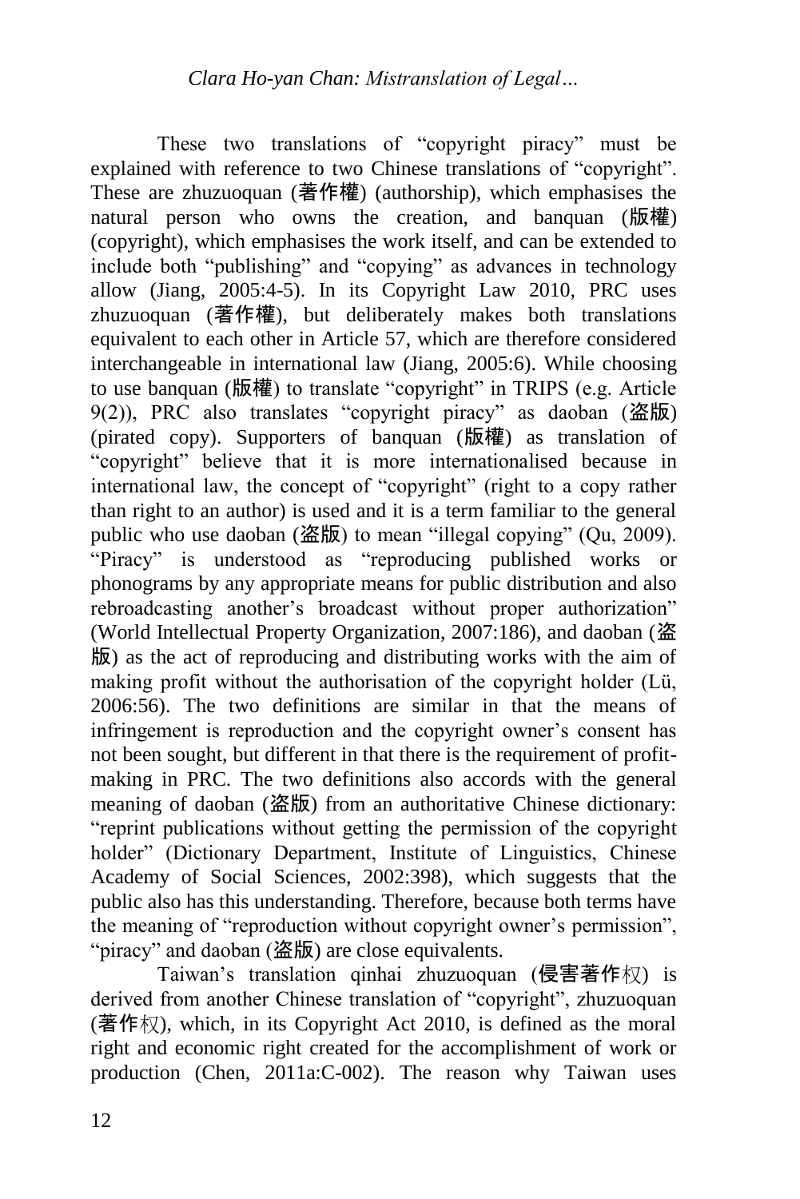These two translations of "copyright piracy" must be explained with reference to two Chinese translations of "copyright". These are zhuzuoquan (著作權) (authorship), which emphasises the natural person who owns the creation, and banquan (版權) (copyright), which emphasises the work itself, and can be extended to include both "publishing" and "copying" as advances in technology allow (Jiang, 2005:4-5). In its Copyright Law 2010, PRC uses zhuzuoquan (著作權), but deliberately makes both translations equivalent to each other in Article 57, which are therefore considered interchangeable in international law (Jiang, 2005:6). While choosing to use banquan (版權) to translate "copyright" in TRIPS (e.g. Article 9(2)), PRC also translates "copyright piracy" as daoban (盜版) (pirated copy). Supporters of banquan (版權) as translation of "copyright" believe that it is more internationalised because in international law, the concept of "copyright" (right to a copy rather than right to an author) is used and it is a term familiar to the general public who use daoban (盜版) to mean "illegal copying" (Qu, 2009). "Piracy" is understood as "reproducing published works or phonograms by any appropriate means for public distribution and also rebroadcasting another's broadcast without proper authorization" (World Intellectual Property Organization, 2007:186), and daoban (盜版) as the act of reproducing and distributing works with the aim of making profit without the authorisation of the copyright holder (Lü, 2006:56). The two definitions are similar in that the means of infringement is reproduction and the copyright owner's consent has not been sought, but different in that there is the requirement of profit-making in PRC. The two definitions also accords with the general meaning of daoban (盜版) from an authoritative Chinese dictionary: "reprint publications without getting the permission of the copyright holder" (Dictionary Department, Institute of Linguistics, Chinese Academy of Social Sciences, 2002:398), which suggests that the public also has this understanding. Therefore, because both terms have the meaning of "reproduction without copyright owner's permission", "piracy" and daoban (盜版) are close equivalents.

Taiwan's translation qinhai zhuzuoquan (侵害著作权) is derived from another Chinese translation of "copyright", zhuzuoquan (著作权), which, in its Copyright Act 2010, is defined as the moral right and economic right created for the accomplishment of work or production (Chen, 2011a:C-002). The reason why Taiwan uses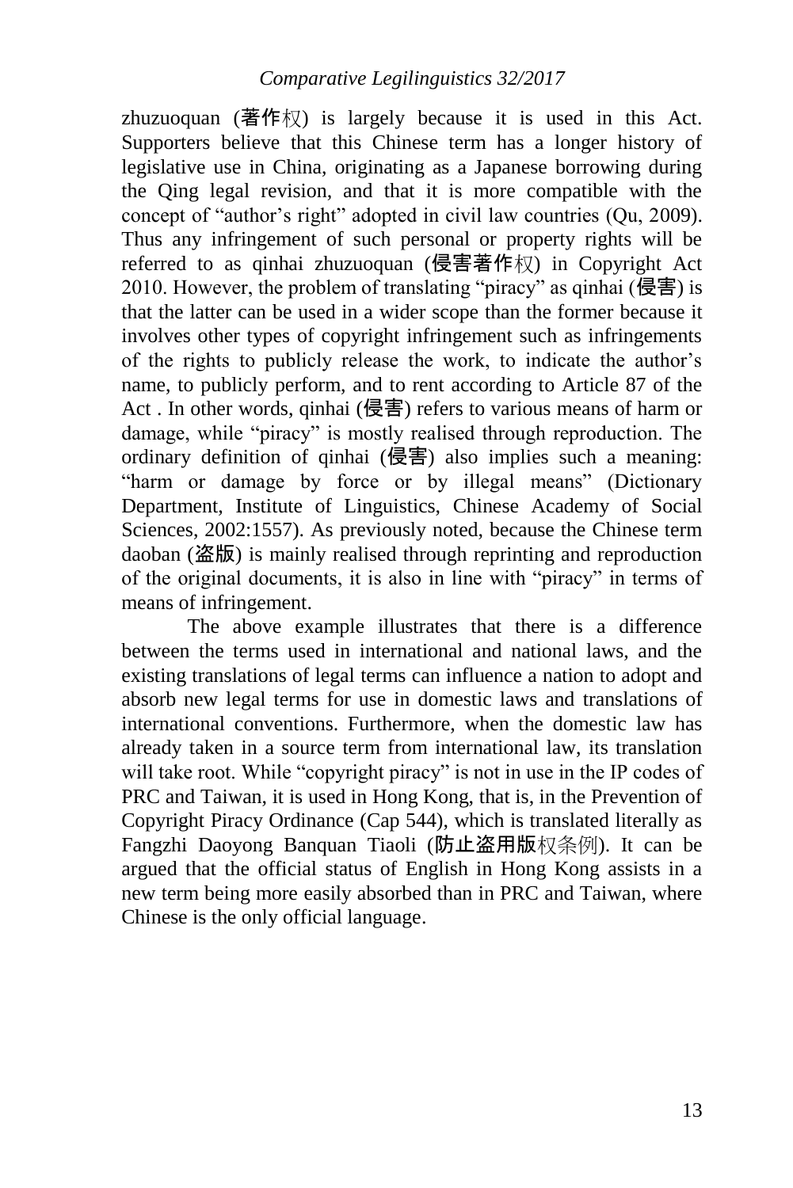zhuzuoquan (著作权) is largely because it is used in this Act. Supporters believe that this Chinese term has a longer history of legislative use in China, originating as a Japanese borrowing during the Qing legal revision, and that it is more compatible with the concept of "author's right" adopted in civil law countries (Qu, 2009). Thus any infringement of such personal or property rights will be referred to as qinhai zhuzuoquan (侵害著作权) in Copyright Act 2010. However, the problem of translating "piracy" as qinhai (侵害) is that the latter can be used in a wider scope than the former because it involves other types of copyright infringement such as infringements of the rights to publicly release the work, to indicate the author's name, to publicly perform, and to rent according to Article 87 of the Act . In other words, qinhai (侵害) refers to various means of harm or damage, while "piracy" is mostly realised through reproduction. The ordinary definition of qinhai (侵害) also implies such a meaning: "harm or damage by force or by illegal means" (Dictionary Department, Institute of Linguistics, Chinese Academy of Social Sciences, 2002:1557). As previously noted, because the Chinese term daoban (盗版) is mainly realised through reprinting and reproduction of the original documents, it is also in line with "piracy" in terms of means of infringement.

The above example illustrates that there is a difference between the terms used in international and national laws, and the existing translations of legal terms can influence a nation to adopt and absorb new legal terms for use in domestic laws and translations of international conventions. Furthermore, when the domestic law has already taken in a source term from international law, its translation will take root. While "copyright piracy" is not in use in the IP codes of PRC and Taiwan, it is used in Hong Kong, that is, in the Prevention of Copyright Piracy Ordinance (Cap 544), which is translated literally as Fangzhi Daoyong Banquan Tiaoli (防止盗用版权条例). It can be argued that the official status of English in Hong Kong assists in a new term being more easily absorbed than in PRC and Taiwan, where Chinese is the only official language.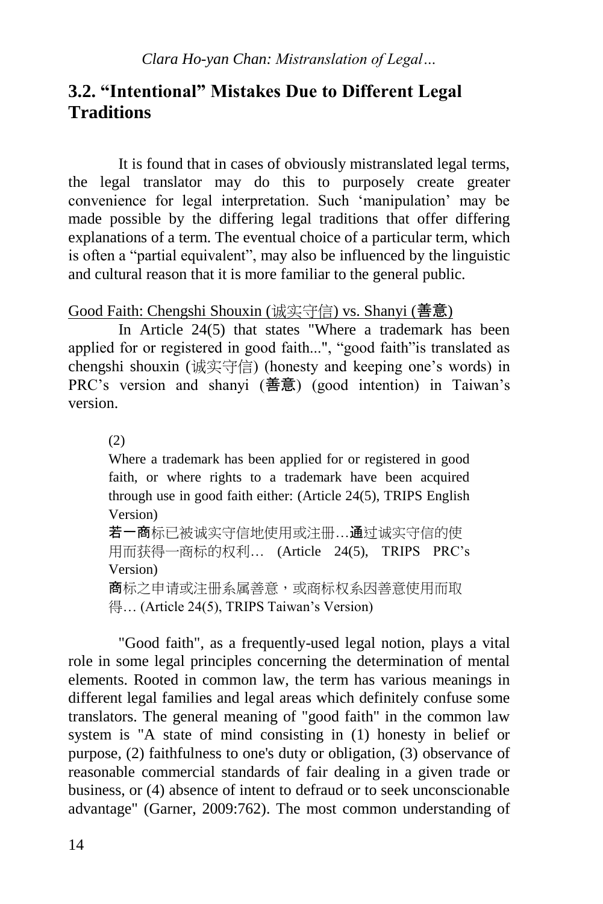## 3.2. “Intentional” Mistakes Due to Different Legal Traditions

It is found that in cases of obviously mistranslated legal terms, the legal translator may do this to purposely create greater convenience for legal interpretation. Such ‘manipulation’ may be made possible by the differing legal traditions that offer differing explanations of a term. The eventual choice of a particular term, which is often a “partial equivalent”, may also be influenced by the linguistic and cultural reason that it is more familiar to the general public.

Good Faith: Chengshi Shouxin (诚实守信) vs. Shanyi (善意)

In Article 24(5) that states "Where a trademark has been applied for or registered in good faith...", “good faith”is translated as chengshi shouxin (诚实守信) (honesty and keeping one’s words) in PRC’s version and shanyi (善意) (good intention) in Taiwan’s version.

> (2)
>
> Where a trademark has been applied for or registered in good faith, or where rights to a trademark have been acquired through use in good faith either: (Article 24(5), TRIPS English Version)
>
> 若一商标已被诚实守信地使用或注册…通过诚实守信的使用而获得一商标的权利… (Article 24(5), TRIPS PRC’s Version)
>
> 商标之申请或注册系属善意，或商标权系因善意使用而取得… (Article 24(5), TRIPS Taiwan’s Version)

"Good faith", as a frequently-used legal notion, plays a vital role in some legal principles concerning the determination of mental elements. Rooted in common law, the term has various meanings in different legal families and legal areas which definitely confuse some translators. The general meaning of "good faith" in the common law system is "A state of mind consisting in (1) honesty in belief or purpose, (2) faithfulness to one's duty or obligation, (3) observance of reasonable commercial standards of fair dealing in a given trade or business, or (4) absence of intent to defraud or to seek unconscionable advantage" (Garner, 2009:762). The most common understanding of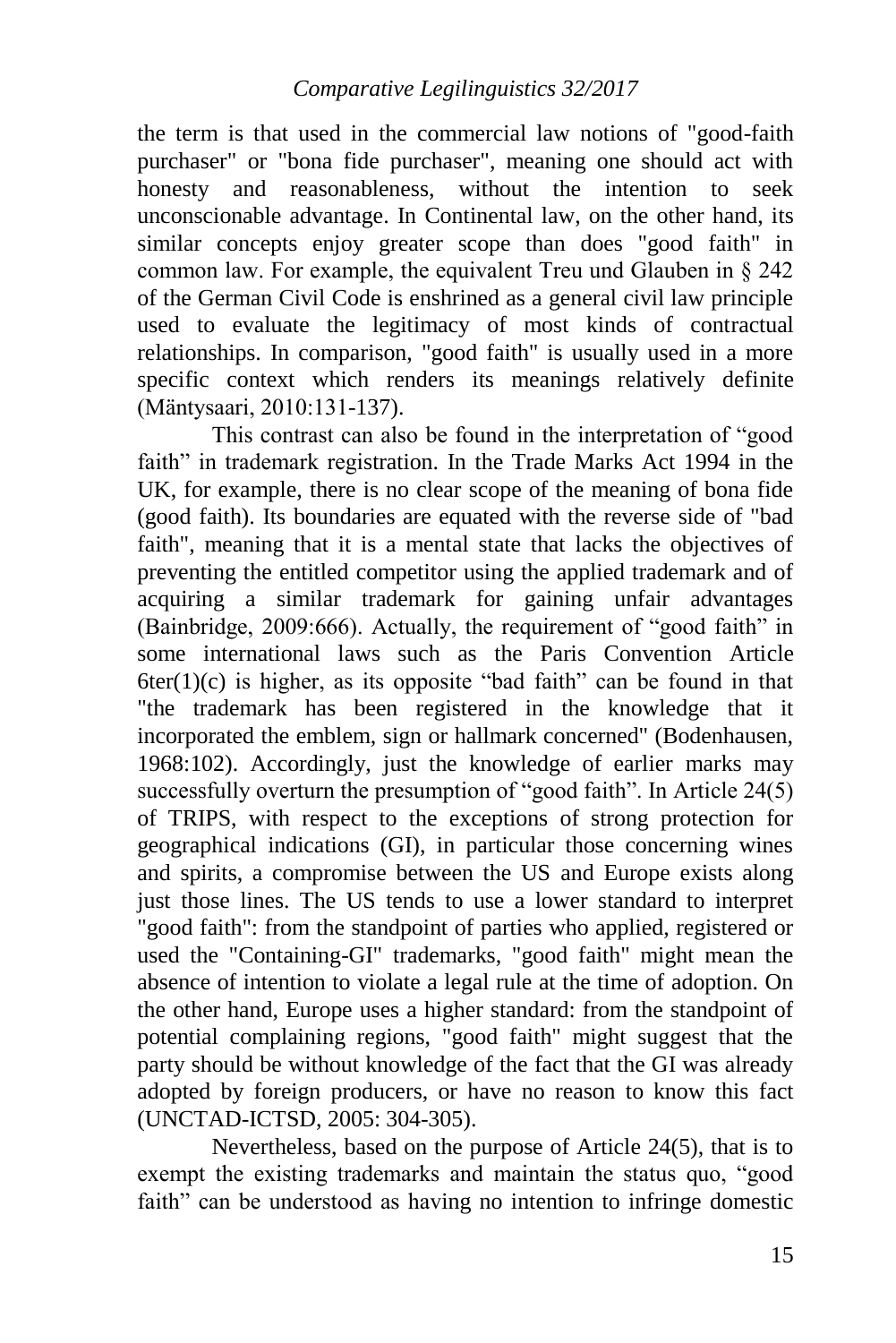the term is that used in the commercial law notions of "good-faith purchaser" or "bona fide purchaser", meaning one should act with honesty and reasonableness, without the intention to seek unconscionable advantage. In Continental law, on the other hand, its similar concepts enjoy greater scope than does "good faith" in common law. For example, the equivalent Treu und Glauben in § 242 of the German Civil Code is enshrined as a general civil law principle used to evaluate the legitimacy of most kinds of contractual relationships. In comparison, "good faith" is usually used in a more specific context which renders its meanings relatively definite (Mäntysaari, 2010:131-137).

This contrast can also be found in the interpretation of "good faith" in trademark registration. In the Trade Marks Act 1994 in the UK, for example, there is no clear scope of the meaning of bona fide (good faith). Its boundaries are equated with the reverse side of "bad faith", meaning that it is a mental state that lacks the objectives of preventing the entitled competitor using the applied trademark and of acquiring a similar trademark for gaining unfair advantages (Bainbridge, 2009:666). Actually, the requirement of "good faith" in some international laws such as the Paris Convention Article 6ter(1)(c) is higher, as its opposite "bad faith" can be found in that "the trademark has been registered in the knowledge that it incorporated the emblem, sign or hallmark concerned" (Bodenhausen, 1968:102). Accordingly, just the knowledge of earlier marks may successfully overturn the presumption of "good faith". In Article 24(5) of TRIPS, with respect to the exceptions of strong protection for geographical indications (GI), in particular those concerning wines and spirits, a compromise between the US and Europe exists along just those lines. The US tends to use a lower standard to interpret "good faith": from the standpoint of parties who applied, registered or used the "Containing-GI" trademarks, "good faith" might mean the absence of intention to violate a legal rule at the time of adoption. On the other hand, Europe uses a higher standard: from the standpoint of potential complaining regions, "good faith" might suggest that the party should be without knowledge of the fact that the GI was already adopted by foreign producers, or have no reason to know this fact (UNCTAD-ICTSD, 2005: 304-305).

Nevertheless, based on the purpose of Article 24(5), that is to exempt the existing trademarks and maintain the status quo, "good faith" can be understood as having no intention to infringe domestic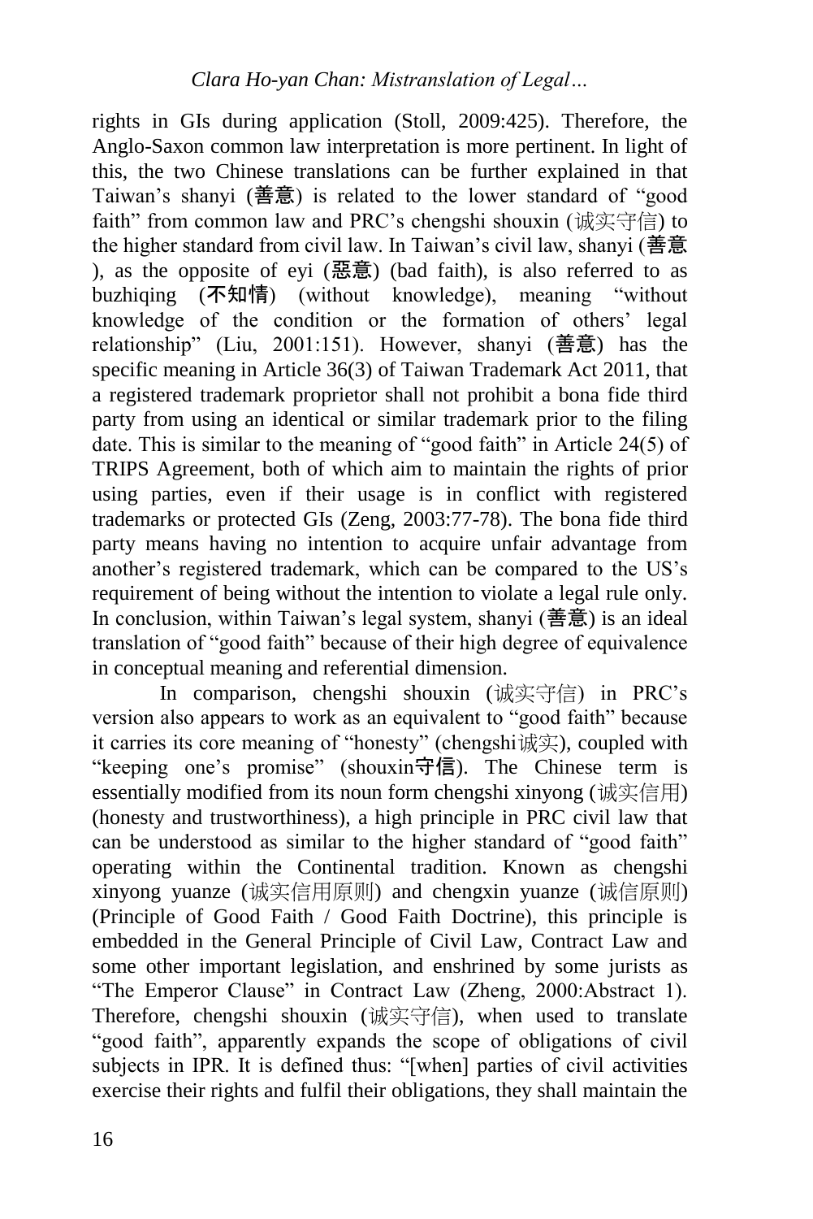rights in GIs during application (Stoll, 2009:425). Therefore, the Anglo-Saxon common law interpretation is more pertinent. In light of this, the two Chinese translations can be further explained in that Taiwan's shanyi (善意) is related to the lower standard of "good faith" from common law and PRC's chengshi shouxin (诚实守信) to the higher standard from civil law. In Taiwan's civil law, shanyi (善意), as the opposite of eyi (惡意) (bad faith), is also referred to as buzhiqing (不知情) (without knowledge), meaning "without knowledge of the condition or the formation of others' legal relationship" (Liu, 2001:151). However, shanyi (善意) has the specific meaning in Article 36(3) of Taiwan Trademark Act 2011, that a registered trademark proprietor shall not prohibit a bona fide third party from using an identical or similar trademark prior to the filing date. This is similar to the meaning of "good faith" in Article 24(5) of TRIPS Agreement, both of which aim to maintain the rights of prior using parties, even if their usage is in conflict with registered trademarks or protected GIs (Zeng, 2003:77-78). The bona fide third party means having no intention to acquire unfair advantage from another's registered trademark, which can be compared to the US's requirement of being without the intention to violate a legal rule only. In conclusion, within Taiwan's legal system, shanyi (善意) is an ideal translation of "good faith" because of their high degree of equivalence in conceptual meaning and referential dimension.

In comparison, chengshi shouxin (诚实守信) in PRC's version also appears to work as an equivalent to "good faith" because it carries its core meaning of "honesty" (chengshi诚实), coupled with "keeping one's promise" (shouxin守信). The Chinese term is essentially modified from its noun form chengshi xinyong (诚实信用) (honesty and trustworthiness), a high principle in PRC civil law that can be understood as similar to the higher standard of "good faith" operating within the Continental tradition. Known as chengshi xinyong yuanze (诚实信用原则) and chengxin yuanze (诚信原则) (Principle of Good Faith / Good Faith Doctrine), this principle is embedded in the General Principle of Civil Law, Contract Law and some other important legislation, and enshrined by some jurists as "The Emperor Clause" in Contract Law (Zheng, 2000:Abstract 1). Therefore, chengshi shouxin (诚实守信), when used to translate "good faith", apparently expands the scope of obligations of civil subjects in IPR. It is defined thus: "[when] parties of civil activities exercise their rights and fulfil their obligations, they shall maintain the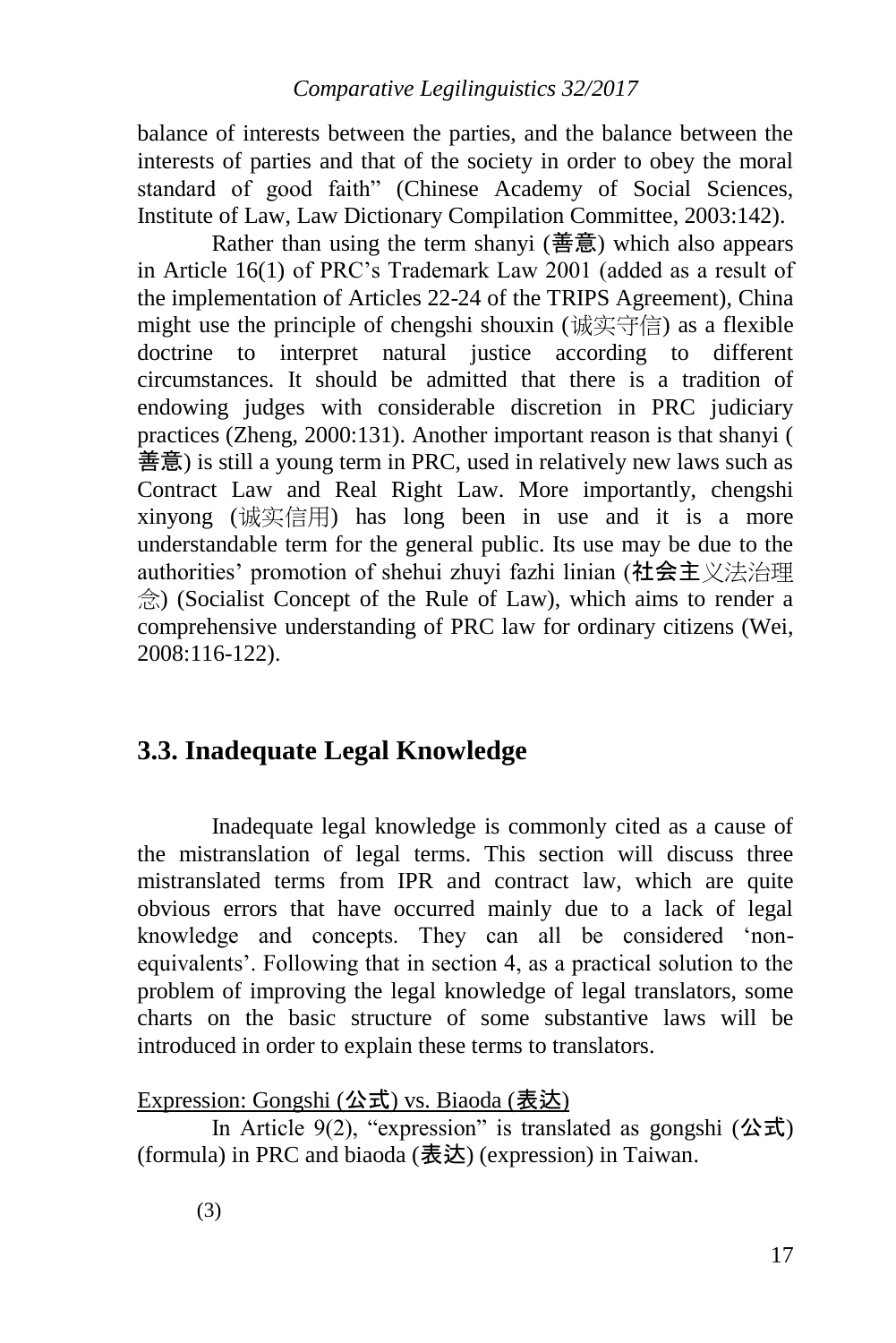balance of interests between the parties, and the balance between the interests of parties and that of the society in order to obey the moral standard of good faith" (Chinese Academy of Social Sciences, Institute of Law, Law Dictionary Compilation Committee, 2003:142).

Rather than using the term shanyi (善意) which also appears in Article 16(1) of PRC's Trademark Law 2001 (added as a result of the implementation of Articles 22-24 of the TRIPS Agreement), China might use the principle of chengshi shouxin (诚实守信) as a flexible doctrine to interpret natural justice according to different circumstances. It should be admitted that there is a tradition of endowing judges with considerable discretion in PRC judiciary practices (Zheng, 2000:131). Another important reason is that shanyi (善意) is still a young term in PRC, used in relatively new laws such as Contract Law and Real Right Law. More importantly, chengshi xinyong (诚实信用) has long been in use and it is a more understandable term for the general public. Its use may be due to the authorities' promotion of shehui zhuyi fazhi linian (社会主义法治理念) (Socialist Concept of the Rule of Law), which aims to render a comprehensive understanding of PRC law for ordinary citizens (Wei, 2008:116-122).

## 3.3. Inadequate Legal Knowledge

Inadequate legal knowledge is commonly cited as a cause of the mistranslation of legal terms. This section will discuss three mistranslated terms from IPR and contract law, which are quite obvious errors that have occurred mainly due to a lack of legal knowledge and concepts. They can all be considered 'non-equivalents'. Following that in section 4, as a practical solution to the problem of improving the legal knowledge of legal translators, some charts on the basic structure of some substantive laws will be introduced in order to explain these terms to translators.

Expression: Gongshi (公式) vs. Biaoda (表达)

In Article 9(2), "expression" is translated as gongshi (公式) (formula) in PRC and biaoda (表达) (expression) in Taiwan.

(3)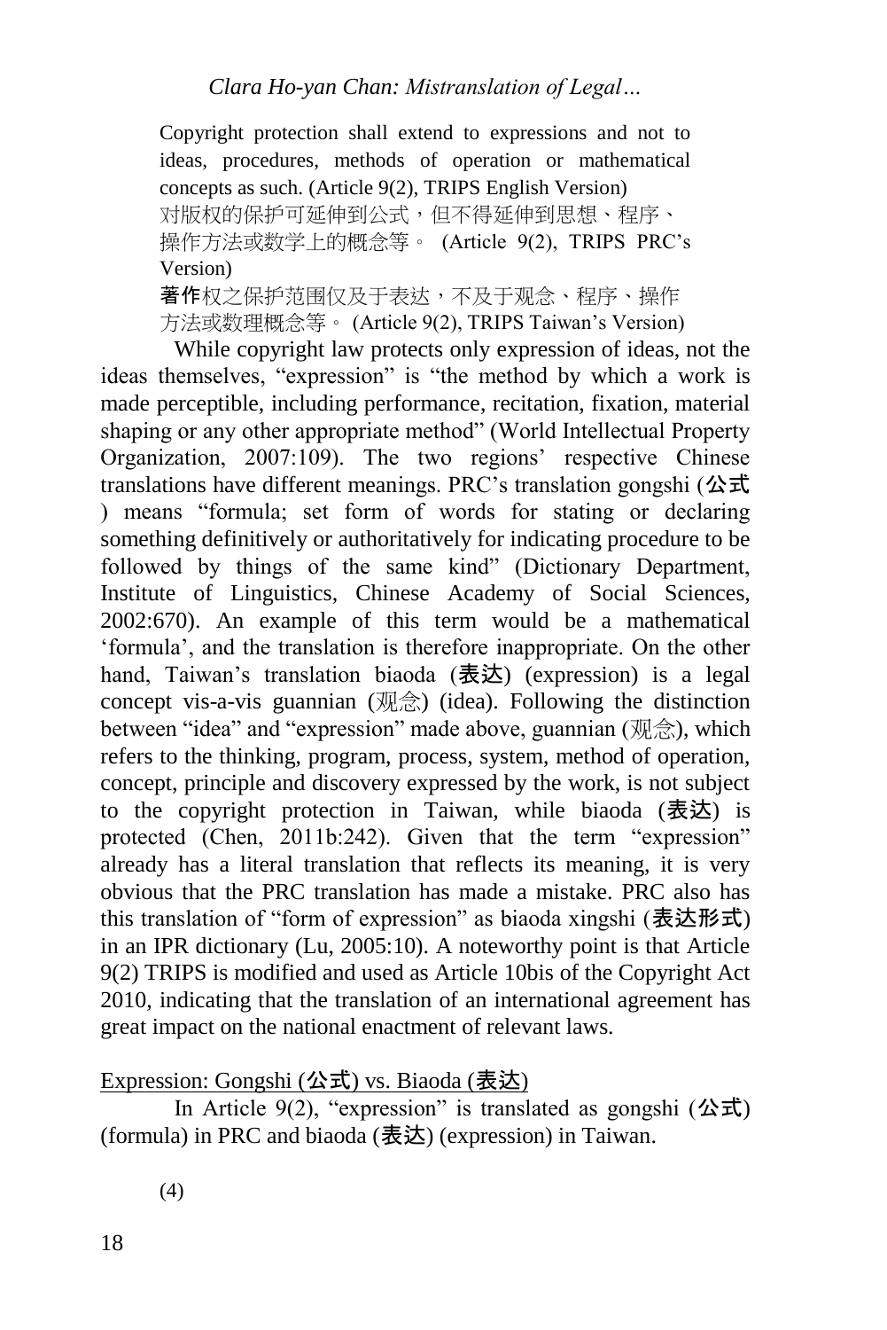Copyright protection shall extend to expressions and not to ideas, procedures, methods of operation or mathematical concepts as such. (Article 9(2), TRIPS English Version)
对版权的保护可延伸到公式，但不得延伸到思想、程序、操作方法或数学上的概念等。 (Article 9(2), TRIPS PRC's Version)
著作权之保护范围仅及于表达，不及于观念、程序、操作方法或数理概念等。 (Article 9(2), TRIPS Taiwan's Version)

While copyright law protects only expression of ideas, not the ideas themselves, "expression" is "the method by which a work is made perceptible, including performance, recitation, fixation, material shaping or any other appropriate method" (World Intellectual Property Organization, 2007:109). The two regions' respective Chinese translations have different meanings. PRC's translation gongshi (公式) means "formula; set form of words for stating or declaring something definitively or authoritatively for indicating procedure to be followed by things of the same kind" (Dictionary Department, Institute of Linguistics, Chinese Academy of Social Sciences, 2002:670). An example of this term would be a mathematical 'formula', and the translation is therefore inappropriate. On the other hand, Taiwan's translation biaoda (表达) (expression) is a legal concept vis-a-vis guannian (观念) (idea). Following the distinction between "idea" and "expression" made above, guannian (观念), which refers to the thinking, program, process, system, method of operation, concept, principle and discovery expressed by the work, is not subject to the copyright protection in Taiwan, while biaoda (表达) is protected (Chen, 2011b:242). Given that the term "expression" already has a literal translation that reflects its meaning, it is very obvious that the PRC translation has made a mistake. PRC also has this translation of "form of expression" as biaoda xingshi (表达形式) in an IPR dictionary (Lu, 2005:10). A noteworthy point is that Article 9(2) TRIPS is modified and used as Article 10bis of the Copyright Act 2010, indicating that the translation of an international agreement has great impact on the national enactment of relevant laws.

Expression: Gongshi (公式) vs. Biaoda (表达)

In Article 9(2), "expression" is translated as gongshi (公式) (formula) in PRC and biaoda (表达) (expression) in Taiwan.

(4)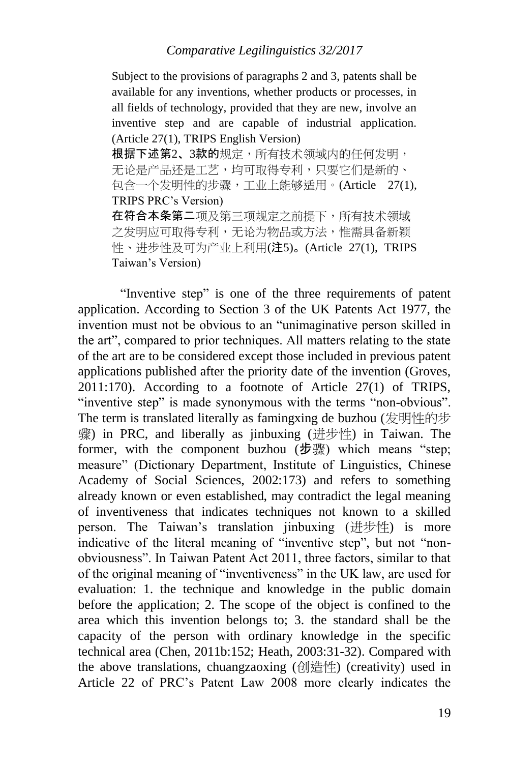Subject to the provisions of paragraphs 2 and 3, patents shall be available for any inventions, whether products or processes, in all fields of technology, provided that they are new, involve an inventive step and are capable of industrial application. (Article 27(1), TRIPS English Version)

根据下述第2、3款的规定，所有技术领域内的任何发明，无论是产品还是工艺，均可取得专利，只要它们是新的、包含一个发明性的步骤，工业上能够适用。(Article 27(1), TRIPS PRC's Version)

在符合本条第二项及第三项规定之前提下，所有技术领域之发明应可取得专利，无论为物品或方法，惟需具备新颖性、进步性及可为产业上利用(注5)。(Article 27(1), TRIPS Taiwan's Version)

"Inventive step" is one of the three requirements of patent application. According to Section 3 of the UK Patents Act 1977, the invention must not be obvious to an "unimaginative person skilled in the art", compared to prior techniques. All matters relating to the state of the art are to be considered except those included in previous patent applications published after the priority date of the invention (Groves, 2011:170). According to a footnote of Article 27(1) of TRIPS, "inventive step" is made synonymous with the terms "non-obvious". The term is translated literally as famingxing de buzhou (发明性的步骤) in PRC, and liberally as jinbuxing (进步性) in Taiwan. The former, with the component buzhou (步骤) which means "step; measure" (Dictionary Department, Institute of Linguistics, Chinese Academy of Social Sciences, 2002:173) and refers to something already known or even established, may contradict the legal meaning of inventiveness that indicates techniques not known to a skilled person. The Taiwan's translation jinbuxing (进步性) is more indicative of the literal meaning of "inventive step", but not "non-obviousness". In Taiwan Patent Act 2011, three factors, similar to that of the original meaning of "inventiveness" in the UK law, are used for evaluation: 1. the technique and knowledge in the public domain before the application; 2. The scope of the object is confined to the area which this invention belongs to; 3. the standard shall be the capacity of the person with ordinary knowledge in the specific technical area (Chen, 2011b:152; Heath, 2003:31-32). Compared with the above translations, chuangzaoxing (创造性) (creativity) used in Article 22 of PRC's Patent Law 2008 more clearly indicates the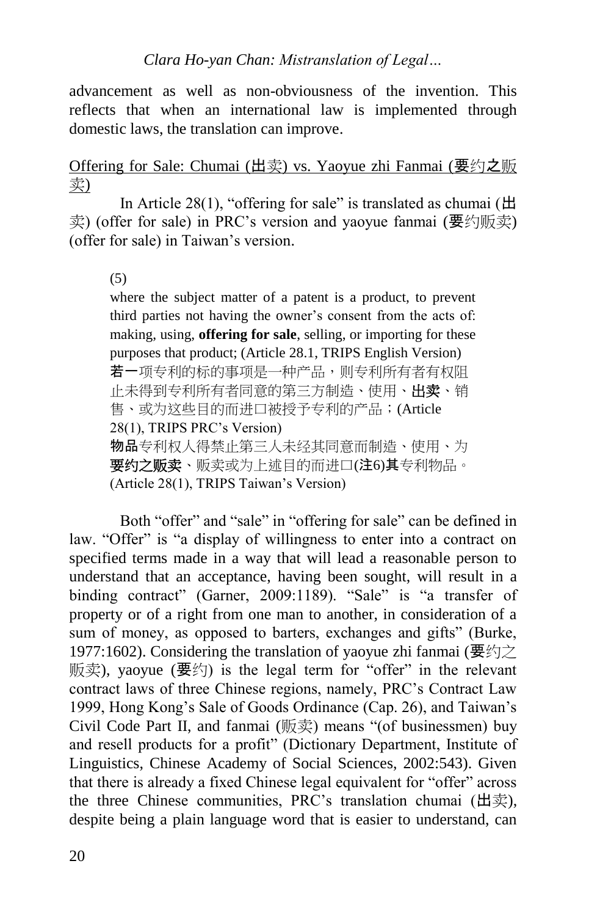advancement as well as non-obviousness of the invention. This reflects that when an international law is implemented through domestic laws, the translation can improve.

<u>Offering for Sale: Chumai (出卖) vs. Yaoyue zhi Fanmai (要约之贩卖)</u>

In Article 28(1), "offering for sale" is translated as chumai (出卖) (offer for sale) in PRC's version and yaoyue fanmai (要约贩卖) (offer for sale) in Taiwan's version.

> (5)
>
> where the subject matter of a patent is a product, to prevent third parties not having the owner's consent from the acts of: making, using, **offering for sale**, selling, or importing for these purposes that product; (Article 28.1, TRIPS English Version)
>
> 若一项专利的标的事项是一种产品，则专利所有者有权阻止未得到专利所有者同意的第三方制造、使用、**出卖**、销售、或为这些目的而进口被授予专利的产品；(Article 28(1), TRIPS PRC's Version)
>
> 物品专利权人得禁止第三人未经其同意而制造、使用、为**要约之贩卖**、贩卖或为上述目的而进口(注6)其专利物品。(Article 28(1), TRIPS Taiwan's Version)

Both "offer" and "sale" in "offering for sale" can be defined in law. "Offer" is "a display of willingness to enter into a contract on specified terms made in a way that will lead a reasonable person to understand that an acceptance, having been sought, will result in a binding contract" (Garner, 2009:1189). "Sale" is "a transfer of property or of a right from one man to another, in consideration of a sum of money, as opposed to barters, exchanges and gifts" (Burke, 1977:1602). Considering the translation of yaoyue zhi fanmai (要约之贩卖), yaoyue (要约) is the legal term for "offer" in the relevant contract laws of three Chinese regions, namely, PRC's Contract Law 1999, Hong Kong's Sale of Goods Ordinance (Cap. 26), and Taiwan's Civil Code Part II, and fanmai (贩卖) means "(of businessmen) buy and resell products for a profit" (Dictionary Department, Institute of Linguistics, Chinese Academy of Social Sciences, 2002:543). Given that there is already a fixed Chinese legal equivalent for "offer" across the three Chinese communities, PRC's translation chumai (出卖), despite being a plain language word that is easier to understand, can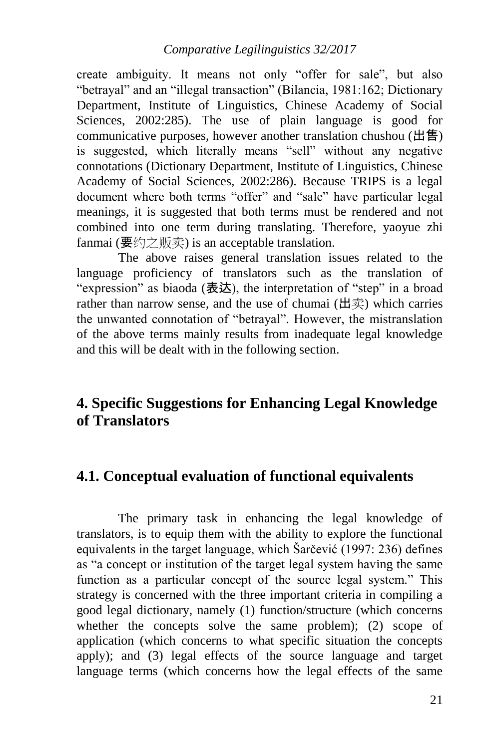create ambiguity. It means not only "offer for sale", but also "betrayal" and an "illegal transaction" (Bilancia, 1981:162; Dictionary Department, Institute of Linguistics, Chinese Academy of Social Sciences, 2002:285). The use of plain language is good for communicative purposes, however another translation chushou (出售) is suggested, which literally means "sell" without any negative connotations (Dictionary Department, Institute of Linguistics, Chinese Academy of Social Sciences, 2002:286). Because TRIPS is a legal document where both terms "offer" and "sale" have particular legal meanings, it is suggested that both terms must be rendered and not combined into one term during translating. Therefore, yaoyue zhi fanmai (要约之贩卖) is an acceptable translation.

The above raises general translation issues related to the language proficiency of translators such as the translation of "expression" as biaoda (表达), the interpretation of "step" in a broad rather than narrow sense, and the use of chumai (出卖) which carries the unwanted connotation of "betrayal". However, the mistranslation of the above terms mainly results from inadequate legal knowledge and this will be dealt with in the following section.

## 4. Specific Suggestions for Enhancing Legal Knowledge of Translators

### 4.1. Conceptual evaluation of functional equivalents

The primary task in enhancing the legal knowledge of translators, is to equip them with the ability to explore the functional equivalents in the target language, which Šarčević (1997: 236) defines as "a concept or institution of the target legal system having the same function as a particular concept of the source legal system." This strategy is concerned with the three important criteria in compiling a good legal dictionary, namely (1) function/structure (which concerns whether the concepts solve the same problem); (2) scope of application (which concerns to what specific situation the concepts apply); and (3) legal effects of the source language and target language terms (which concerns how the legal effects of the same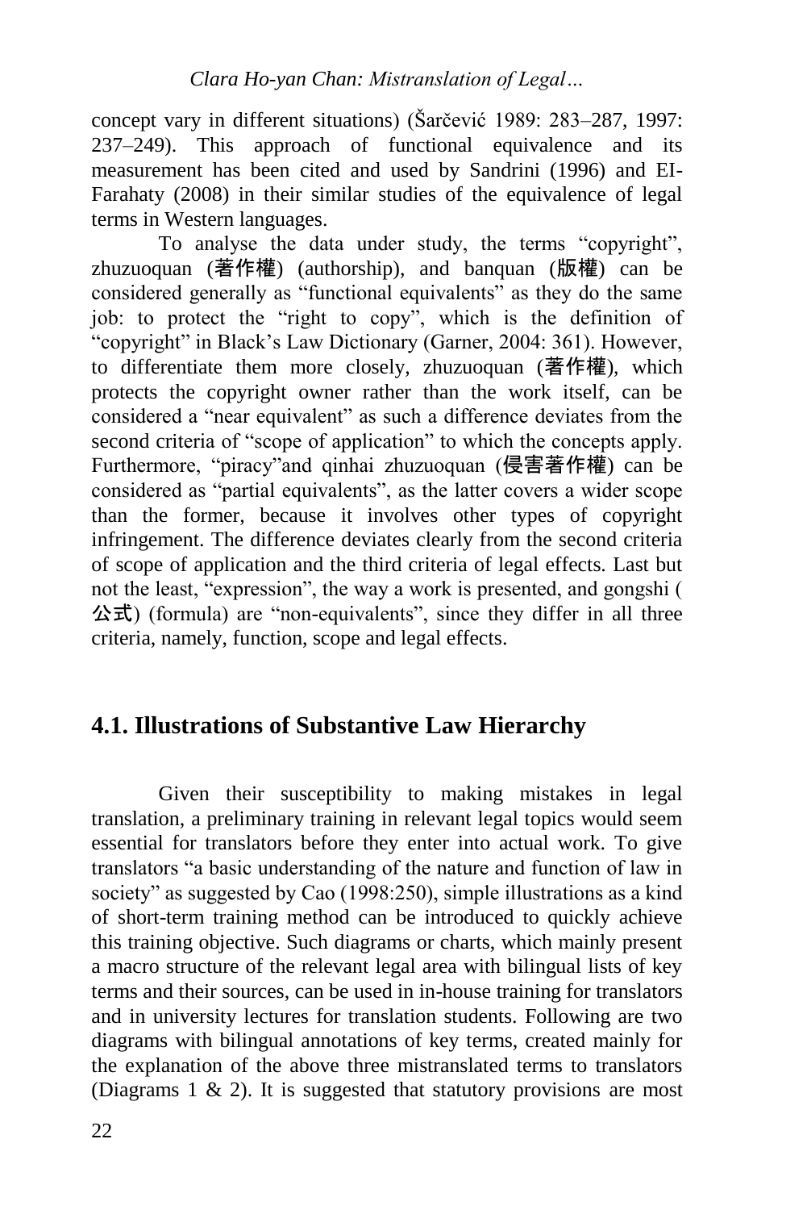concept vary in different situations) (Šarčević 1989: 283–287, 1997: 237–249). This approach of functional equivalence and its measurement has been cited and used by Sandrini (1996) and EI-Farahaty (2008) in their similar studies of the equivalence of legal terms in Western languages.

To analyse the data under study, the terms "copyright", zhuzuoquan (著作權) (authorship), and banquan (版權) can be considered generally as "functional equivalents" as they do the same job: to protect the "right to copy", which is the definition of "copyright" in Black's Law Dictionary (Garner, 2004: 361). However, to differentiate them more closely, zhuzuoquan (著作權), which protects the copyright owner rather than the work itself, can be considered a "near equivalent" as such a difference deviates from the second criteria of "scope of application" to which the concepts apply. Furthermore, "piracy"and qinhai zhuzuoquan (侵害著作權) can be considered as "partial equivalents", as the latter covers a wider scope than the former, because it involves other types of copyright infringement. The difference deviates clearly from the second criteria of scope of application and the third criteria of legal effects. Last but not the least, "expression", the way a work is presented, and gongshi (公式) (formula) are "non-equivalents", since they differ in all three criteria, namely, function, scope and legal effects.

## 4.1. Illustrations of Substantive Law Hierarchy

Given their susceptibility to making mistakes in legal translation, a preliminary training in relevant legal topics would seem essential for translators before they enter into actual work. To give translators "a basic understanding of the nature and function of law in society" as suggested by Cao (1998:250), simple illustrations as a kind of short-term training method can be introduced to quickly achieve this training objective. Such diagrams or charts, which mainly present a macro structure of the relevant legal area with bilingual lists of key terms and their sources, can be used in in-house training for translators and in university lectures for translation students. Following are two diagrams with bilingual annotations of key terms, created mainly for the explanation of the above three mistranslated terms to translators (Diagrams 1 & 2). It is suggested that statutory provisions are most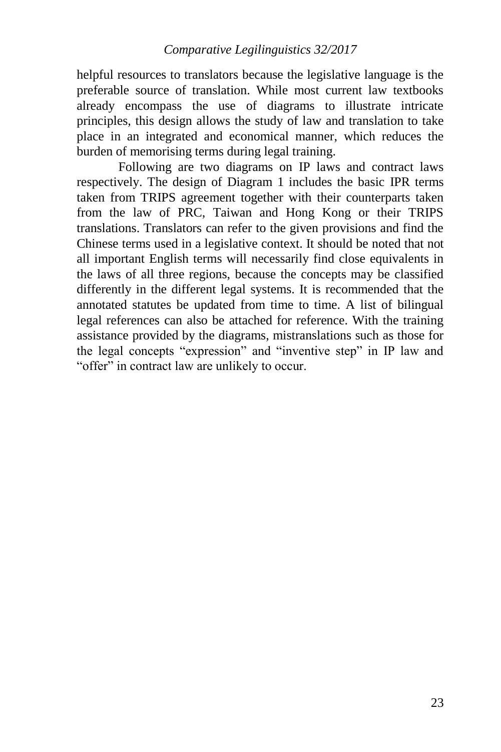helpful resources to translators because the legislative language is the preferable source of translation. While most current law textbooks already encompass the use of diagrams to illustrate intricate principles, this design allows the study of law and translation to take place in an integrated and economical manner, which reduces the burden of memorising terms during legal training.

Following are two diagrams on IP laws and contract laws respectively. The design of Diagram 1 includes the basic IPR terms taken from TRIPS agreement together with their counterparts taken from the law of PRC, Taiwan and Hong Kong or their TRIPS translations. Translators can refer to the given provisions and find the Chinese terms used in a legislative context. It should be noted that not all important English terms will necessarily find close equivalents in the laws of all three regions, because the concepts may be classified differently in the different legal systems. It is recommended that the annotated statutes be updated from time to time. A list of bilingual legal references can also be attached for reference. With the training assistance provided by the diagrams, mistranslations such as those for the legal concepts "expression" and "inventive step" in IP law and "offer" in contract law are unlikely to occur.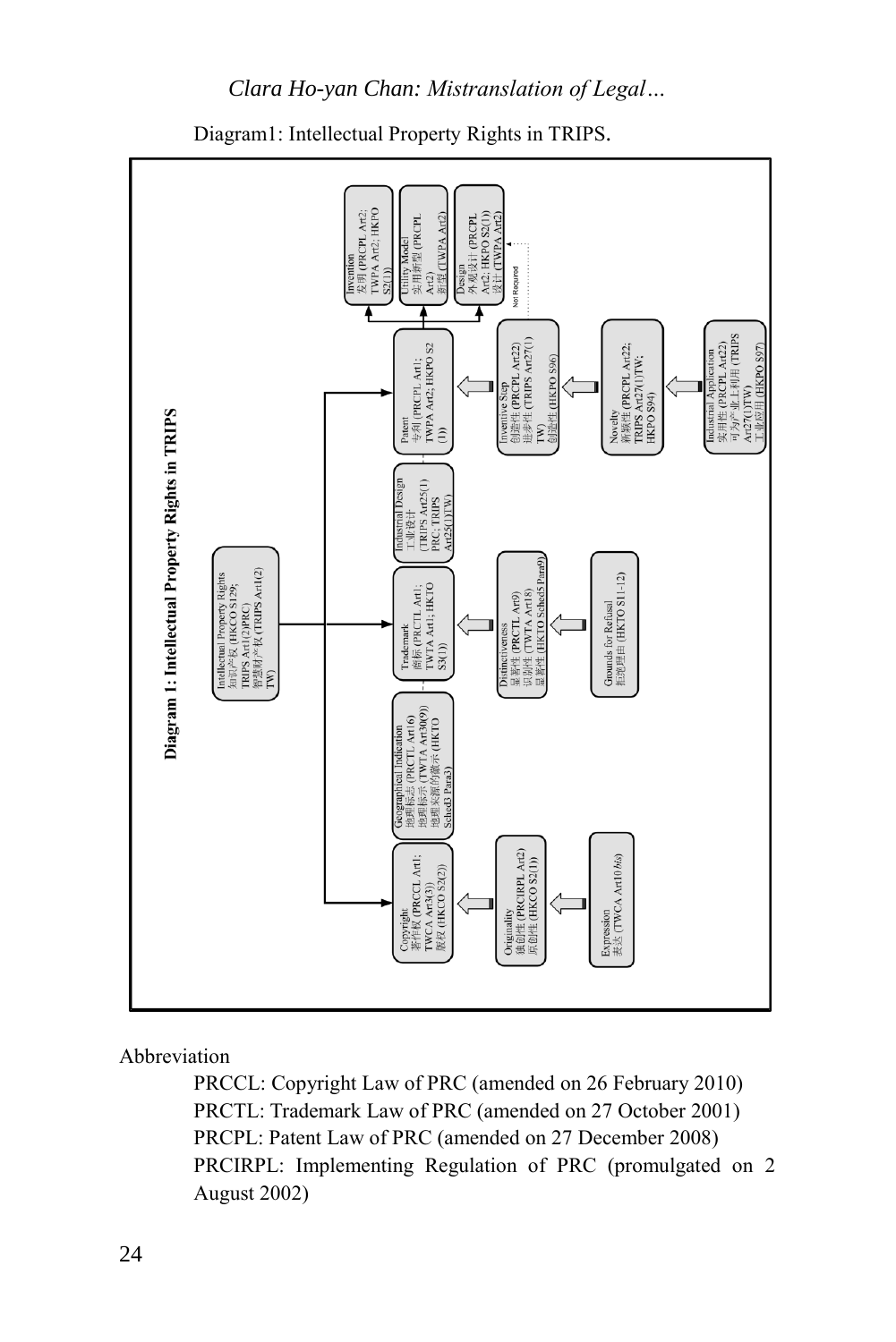Diagram1: Intellectual Property Rights in TRIPS.

**Diagram 1: Intellectual Property Rights in TRIPS**

Intellectual Property Rights 知识产权 (HKCO S129; TRIPS Art1(2)PRC) 智慧財產權 (TRIPS Art1(2) TW)

Copyright 著作权 (PRCCL Art1; TWCA Art3(3)) 版权 (HKCO S2(2))

Originality 独创性 (PRCIRPL Art2) 原创性 (HKCO S2(1))

Expression 表达 (TWCA Art10*bis*)

Geographical Indication 地理标志 (PRCTL Art16) 地理標示 (TWTA Art30(9)) 地理来源的彰示 (HKTO Sched3 Para3)

Trademark 商标 (PRCTL Art1; TWTA Art1; HKTO S3(1))

Distinctiveness 显著性 (PRCTL Art9) 识别性 (TWTA Art18) 显著性 (HKTO Sched5 Para9)

Grounds for Refusal 拒绝理由 (HKTO S11-12)

Industrial Design 工业设计 (TRIPS Art25(1) PRC; TRIPS Art25(1)TW)

Patent 专利 (PRCPL Art1; TWPA Art2; HKPO S2(1))

Invention 发明 (PRCPL Art2; TWPA Art2; HKPO S2(1))

Utility Model 实用新型 (PRCPL Art2) 新型 (TWPA Art2)

Design 外观设计 (PRCPL Art2; HKPO S2(1)) 设计 (TWPA Art2)

Not Required

Inventive Step 创造性 (PRCPL Art22) 进步性 (TRIPS Art27(1) TW) 创造性 (HKPO S96)

Novelty 新颖性 (PRCPL Art22; TRIPS Art27(1)TW; HKPO S94)

Industrial Application 实用性 (PRCPL Art22) 可为产业上利用 (TRIPS Art27(1)TW) 工业应用 (HKPO S97)

Abbreviation

PRCCL: Copyright Law of PRC (amended on 26 February 2010)
PRCTL: Trademark Law of PRC (amended on 27 October 2001)
PRCPL: Patent Law of PRC (amended on 27 December 2008)
PRCIRPL: Implementing Regulation of PRC (promulgated on 2 August 2002)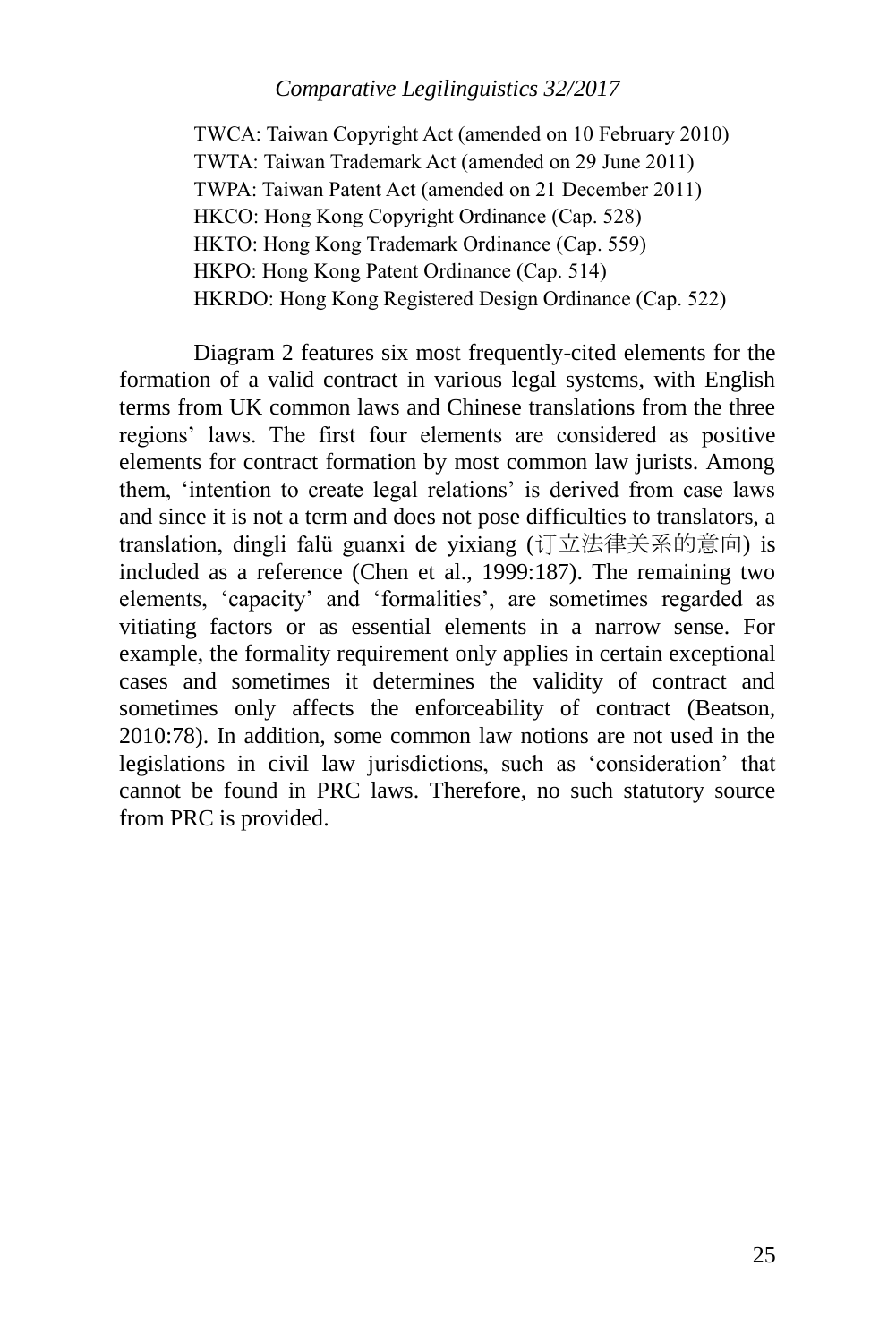TWCA: Taiwan Copyright Act (amended on 10 February 2010)
TWTA: Taiwan Trademark Act (amended on 29 June 2011)
TWPA: Taiwan Patent Act (amended on 21 December 2011)
HKCO: Hong Kong Copyright Ordinance (Cap. 528)
HKTO: Hong Kong Trademark Ordinance (Cap. 559)
HKPO: Hong Kong Patent Ordinance (Cap. 514)
HKRDO: Hong Kong Registered Design Ordinance (Cap. 522)

Diagram 2 features six most frequently-cited elements for the formation of a valid contract in various legal systems, with English terms from UK common laws and Chinese translations from the three regions' laws. The first four elements are considered as positive elements for contract formation by most common law jurists. Among them, 'intention to create legal relations' is derived from case laws and since it is not a term and does not pose difficulties to translators, a translation, dingli falü guanxi de yixiang (订立法律关系的意向) is included as a reference (Chen et al., 1999:187). The remaining two elements, 'capacity' and 'formalities', are sometimes regarded as vitiating factors or as essential elements in a narrow sense. For example, the formality requirement only applies in certain exceptional cases and sometimes it determines the validity of contract and sometimes only affects the enforceability of contract (Beatson, 2010:78). In addition, some common law notions are not used in the legislations in civil law jurisdictions, such as 'consideration' that cannot be found in PRC laws. Therefore, no such statutory source from PRC is provided.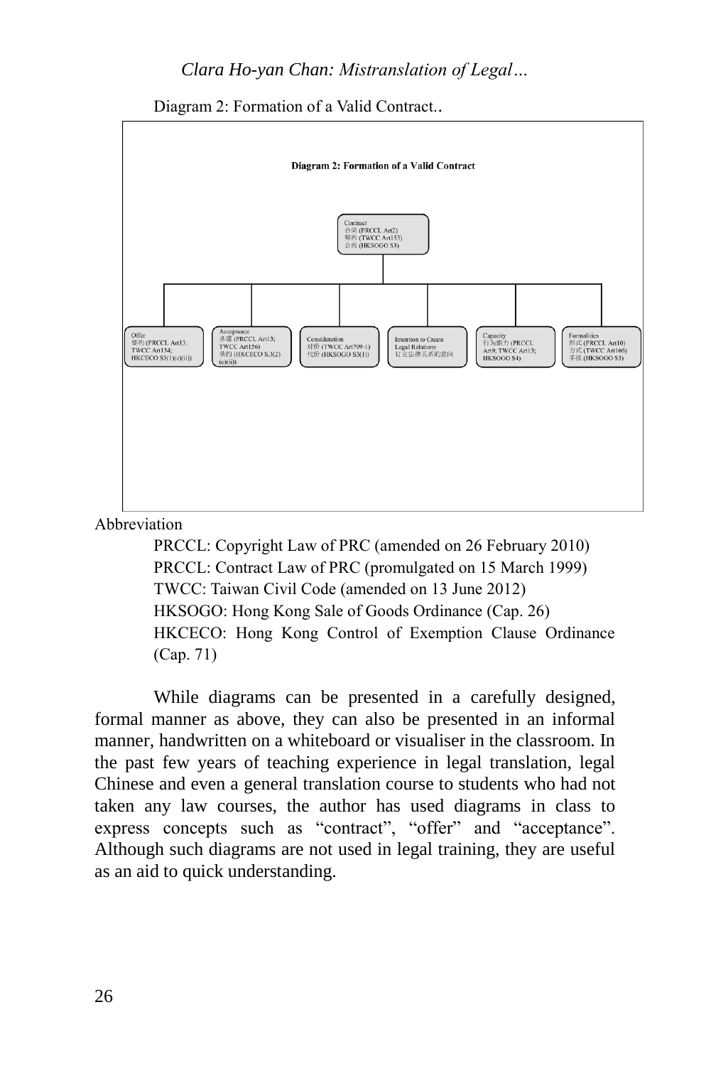Diagram 2: Formation of a Valid Contract..

**Diagram 2: Formation of a Valid Contract**

Contract
合同 (PRCCL Art2)
契約 (TWCC Art153)
合約 (HKSOGO S3)

- Offer
  要約 (PRCCL Art13;
  TWCC Art154;
  HKCECO S3(1)(c)(ii))
- Acceptance
  承諾 (PRCCL Art13;
  TWCC Art156)
  承約 (HKCECO S.3(2)
  (c)(ii))
- Consideration
  對價 (TWCC Art799-1)
  代價 (HKSOGO S3(1))
- Intention to Create
  Legal Relations
  訂立法律關係的意向
- Capacity
  行為能力 (PRCCL
  Art9; TWCC Art13;
  HKSOGO S4)
- Formalities
  形式 (PRCCL Art10)
  方式 (TWCC Art166)
  手續 (HKSOGO S5)

Abbreviation

PRCCL: Copyright Law of PRC (amended on 26 February 2010)
PRCCL: Contract Law of PRC (promulgated on 15 March 1999)
TWCC: Taiwan Civil Code (amended on 13 June 2012)
HKSOGO: Hong Kong Sale of Goods Ordinance (Cap. 26)
HKCECO: Hong Kong Control of Exemption Clause Ordinance (Cap. 71)

While diagrams can be presented in a carefully designed, formal manner as above, they can also be presented in an informal manner, handwritten on a whiteboard or visualiser in the classroom. In the past few years of teaching experience in legal translation, legal Chinese and even a general translation course to students who had not taken any law courses, the author has used diagrams in class to express concepts such as "contract", "offer" and "acceptance". Although such diagrams are not used in legal training, they are useful as an aid to quick understanding.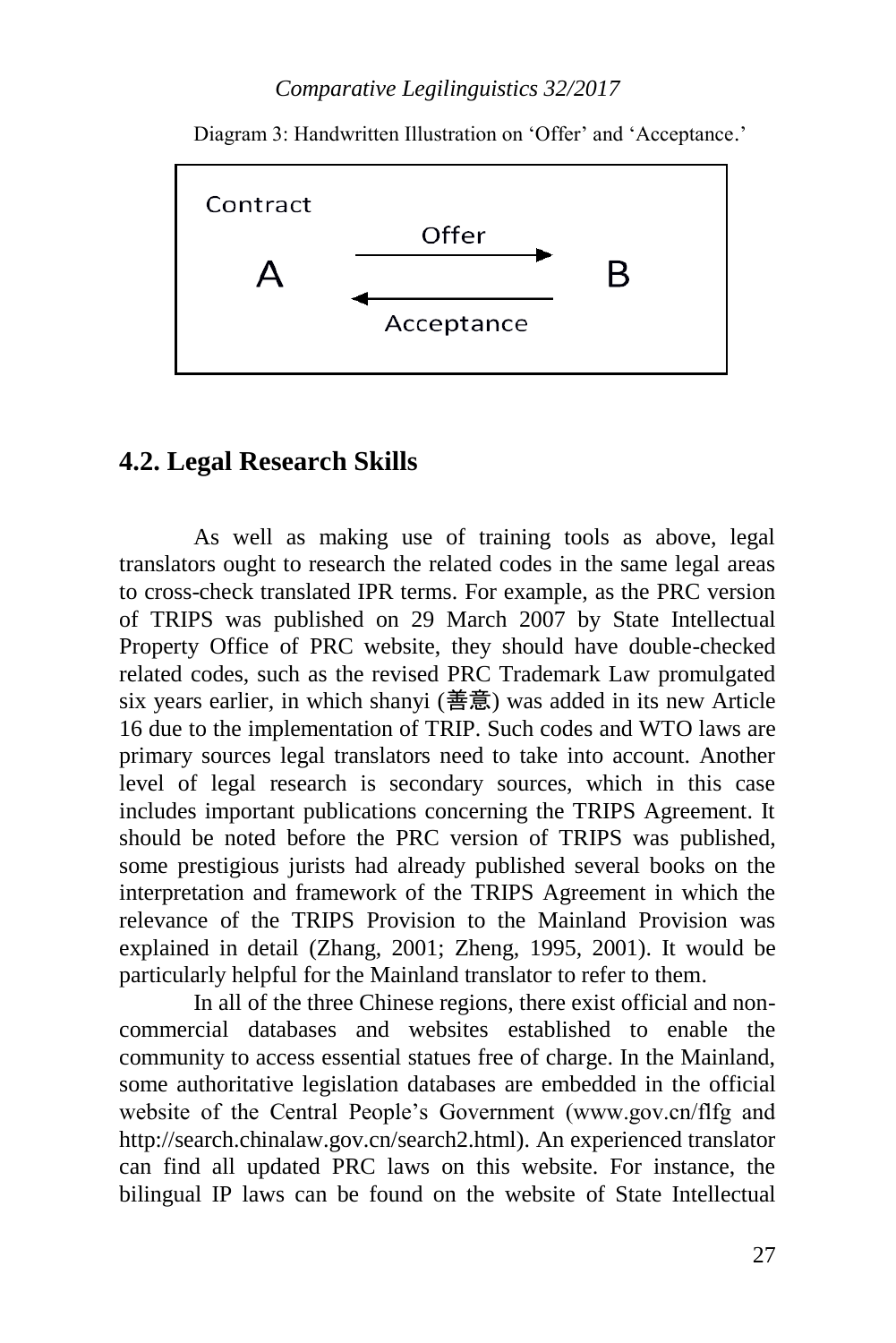Diagram 3: Handwritten Illustration on 'Offer' and 'Acceptance.'

Contract

A —Offer→ B

A ←Acceptance— B

## 4.2. Legal Research Skills

As well as making use of training tools as above, legal translators ought to research the related codes in the same legal areas to cross-check translated IPR terms. For example, as the PRC version of TRIPS was published on 29 March 2007 by State Intellectual Property Office of PRC website, they should have double-checked related codes, such as the revised PRC Trademark Law promulgated six years earlier, in which shanyi (善意) was added in its new Article 16 due to the implementation of TRIP. Such codes and WTO laws are primary sources legal translators need to take into account. Another level of legal research is secondary sources, which in this case includes important publications concerning the TRIPS Agreement. It should be noted before the PRC version of TRIPS was published, some prestigious jurists had already published several books on the interpretation and framework of the TRIPS Agreement in which the relevance of the TRIPS Provision to the Mainland Provision was explained in detail (Zhang, 2001; Zheng, 1995, 2001). It would be particularly helpful for the Mainland translator to refer to them.

In all of the three Chinese regions, there exist official and non-commercial databases and websites established to enable the community to access essential statues free of charge. In the Mainland, some authoritative legislation databases are embedded in the official website of the Central People's Government (www.gov.cn/flfg and http://search.chinalaw.gov.cn/search2.html). An experienced translator can find all updated PRC laws on this website. For instance, the bilingual IP laws can be found on the website of State Intellectual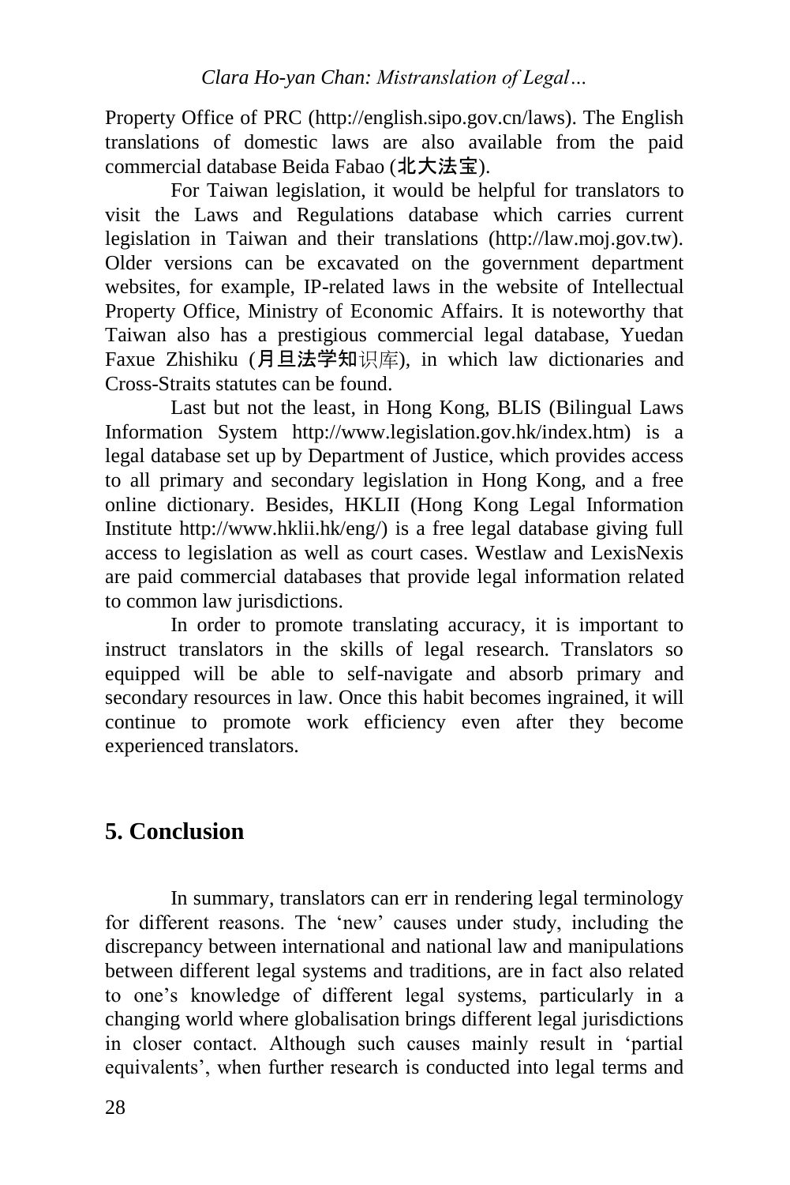Property Office of PRC (http://english.sipo.gov.cn/laws). The English translations of domestic laws are also available from the paid commercial database Beida Fabao (北大法宝).

For Taiwan legislation, it would be helpful for translators to visit the Laws and Regulations database which carries current legislation in Taiwan and their translations (http://law.moj.gov.tw). Older versions can be excavated on the government department websites, for example, IP-related laws in the website of Intellectual Property Office, Ministry of Economic Affairs. It is noteworthy that Taiwan also has a prestigious commercial legal database, Yuedan Faxue Zhishiku (月旦法学知识库), in which law dictionaries and Cross-Straits statutes can be found.

Last but not the least, in Hong Kong, BLIS (Bilingual Laws Information System http://www.legislation.gov.hk/index.htm) is a legal database set up by Department of Justice, which provides access to all primary and secondary legislation in Hong Kong, and a free online dictionary. Besides, HKLII (Hong Kong Legal Information Institute http://www.hklii.hk/eng/) is a free legal database giving full access to legislation as well as court cases. Westlaw and LexisNexis are paid commercial databases that provide legal information related to common law jurisdictions.

In order to promote translating accuracy, it is important to instruct translators in the skills of legal research. Translators so equipped will be able to self-navigate and absorb primary and secondary resources in law. Once this habit becomes ingrained, it will continue to promote work efficiency even after they become experienced translators.

## 5. Conclusion

In summary, translators can err in rendering legal terminology for different reasons. The 'new' causes under study, including the discrepancy between international and national law and manipulations between different legal systems and traditions, are in fact also related to one's knowledge of different legal systems, particularly in a changing world where globalisation brings different legal jurisdictions in closer contact. Although such causes mainly result in 'partial equivalents', when further research is conducted into legal terms and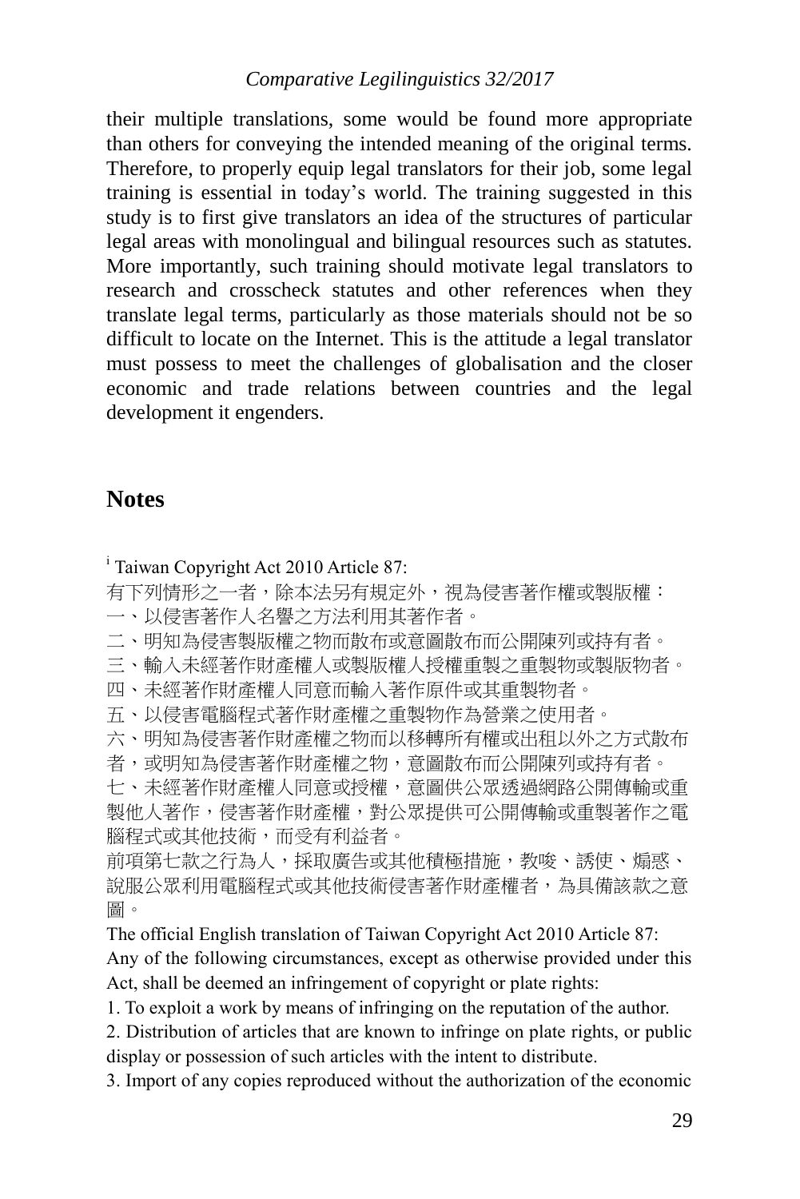their multiple translations, some would be found more appropriate than others for conveying the intended meaning of the original terms. Therefore, to properly equip legal translators for their job, some legal training is essential in today's world. The training suggested in this study is to first give translators an idea of the structures of particular legal areas with monolingual and bilingual resources such as statutes. More importantly, such training should motivate legal translators to research and crosscheck statutes and other references when they translate legal terms, particularly as those materials should not be so difficult to locate on the Internet. This is the attitude a legal translator must possess to meet the challenges of globalisation and the closer economic and trade relations between countries and the legal development it engenders.

## Notes

[i] Taiwan Copyright Act 2010 Article 87:

有下列情形之一者，除本法另有規定外，視為侵害著作權或製版權：

一、以侵害著作人名譽之方法利用其著作者。

二、明知為侵害製版權之物而散布或意圖散布而公開陳列或持有者。

三、輸入未經著作財產權人或製版權人授權重製之重製物或製版物者。

四、未經著作財產權人同意而輸入著作原件或其重製物者。

五、以侵害電腦程式著作財產權之重製物作為營業之使用者。

六、明知為侵害著作財產權之物而以移轉所有權或出租以外之方式散布者，或明知為侵害著作財產權之物，意圖散布而公開陳列或持有者。

七、未經著作財產權人同意或授權，意圖供公眾透過網路公開傳輸或重製他人著作，侵害著作財產權，對公眾提供可公開傳輸或重製著作之電腦程式或其他技術，而受有利益者。

前項第七款之行為人，採取廣告或其他積極措施，教唆、誘使、煽惑、說服公眾利用電腦程式或其他技術侵害著作財產權者，為具備該款之意圖。

The official English translation of Taiwan Copyright Act 2010 Article 87:

Any of the following circumstances, except as otherwise provided under this Act, shall be deemed an infringement of copyright or plate rights:

1. To exploit a work by means of infringing on the reputation of the author.

2. Distribution of articles that are known to infringe on plate rights, or public display or possession of such articles with the intent to distribute.

3. Import of any copies reproduced without the authorization of the economic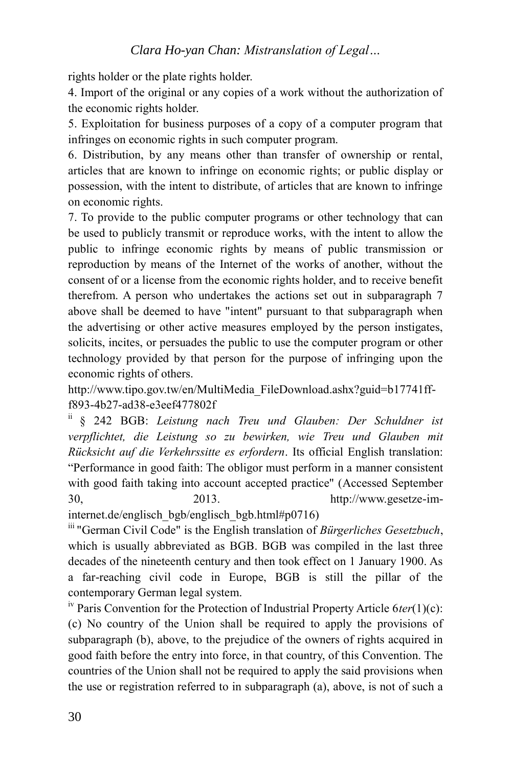rights holder or the plate rights holder.

4. Import of the original or any copies of a work without the authorization of the economic rights holder.

5. Exploitation for business purposes of a copy of a computer program that infringes on economic rights in such computer program.

6. Distribution, by any means other than transfer of ownership or rental, articles that are known to infringe on economic rights; or public display or possession, with the intent to distribute, of articles that are known to infringe on economic rights.

7. To provide to the public computer programs or other technology that can be used to publicly transmit or reproduce works, with the intent to allow the public to infringe economic rights by means of public transmission or reproduction by means of the Internet of the works of another, without the consent of or a license from the economic rights holder, and to receive benefit therefrom. A person who undertakes the actions set out in subparagraph 7 above shall be deemed to have "intent" pursuant to that subparagraph when the advertising or other active measures employed by the person instigates, solicits, incites, or persuades the public to use the computer program or other technology provided by that person for the purpose of infringing upon the economic rights of others.

http://www.tipo.gov.tw/en/MultiMedia_FileDownload.ashx?guid=b17741ff-f893-4b27-ad38-e3eef477802f

[ii] § 242 BGB: *Leistung nach Treu und Glauben: Der Schuldner ist verpflichtet, die Leistung so zu bewirken, wie Treu und Glauben mit Rücksicht auf die Verkehrssitte es erfordern*. Its official English translation: "Performance in good faith: The obligor must perform in a manner consistent with good faith taking into account accepted practice" (Accessed September 30, 2013. http://www.gesetze-im-internet.de/englisch_bgb/englisch_bgb.html#p0716)

[iii] "German Civil Code" is the English translation of *Bürgerliches Gesetzbuch*, which is usually abbreviated as BGB. BGB was compiled in the last three decades of the nineteenth century and then took effect on 1 January 1900. As a far-reaching civil code in Europe, BGB is still the pillar of the contemporary German legal system.

[iv] Paris Convention for the Protection of Industrial Property Article 6*ter*(1)(c): (c) No country of the Union shall be required to apply the provisions of subparagraph (b), above, to the prejudice of the owners of rights acquired in good faith before the entry into force, in that country, of this Convention. The countries of the Union shall not be required to apply the said provisions when the use or registration referred to in subparagraph (a), above, is not of such a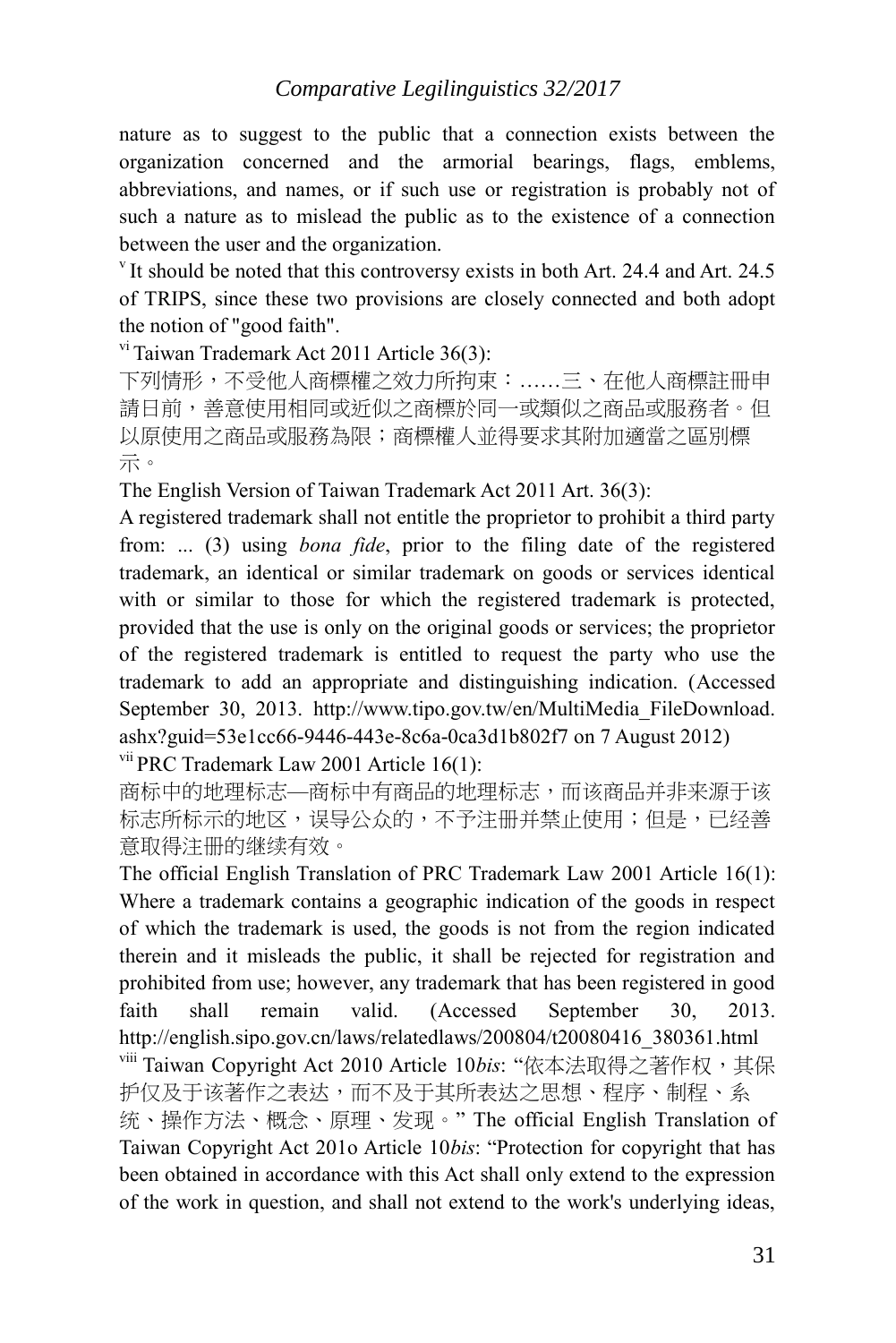nature as to suggest to the public that a connection exists between the organization concerned and the armorial bearings, flags, emblems, abbreviations, and names, or if such use or registration is probably not of such a nature as to mislead the public as to the existence of a connection between the user and the organization.

[v] It should be noted that this controversy exists in both Art. 24.4 and Art. 24.5 of TRIPS, since these two provisions are closely connected and both adopt the notion of "good faith".

[vi] Taiwan Trademark Act 2011 Article 36(3):

下列情形，不受他人商標權之效力所拘束：……三、在他人商標註冊申請日前，善意使用相同或近似之商標於同一或類似之商品或服務者。但以原使用之商品或服務為限；商標權人並得要求其附加適當之區別標示。

The English Version of Taiwan Trademark Act 2011 Art. 36(3):

A registered trademark shall not entitle the proprietor to prohibit a third party from: ... (3) using *bona fide*, prior to the filing date of the registered trademark, an identical or similar trademark on goods or services identical with or similar to those for which the registered trademark is protected, provided that the use is only on the original goods or services; the proprietor of the registered trademark is entitled to request the party who use the trademark to add an appropriate and distinguishing indication. (Accessed September 30, 2013. http://www.tipo.gov.tw/en/MultiMedia_FileDownload.ashx?guid=53e1cc66-9446-443e-8c6a-0ca3d1b802f7 on 7 August 2012)

[vii] PRC Trademark Law 2001 Article 16(1):

商标中的地理标志—商标中有商品的地理标志，而该商品并非来源于该标志所标示的地区，误导公众的，不予注册并禁止使用；但是，已经善意取得注册的继续有效。

The official English Translation of PRC Trademark Law 2001 Article 16(1): Where a trademark contains a geographic indication of the goods in respect of which the trademark is used, the goods is not from the region indicated therein and it misleads the public, it shall be rejected for registration and prohibited from use; however, any trademark that has been registered in good faith shall remain valid. (Accessed September 30, 2013. http://english.sipo.gov.cn/laws/relatedlaws/200804/t20080416_380361.html

[viii] Taiwan Copyright Act 2010 Article 10*bis*: "依本法取得之著作权，其保护仅及于该著作之表达，而不及于其所表达之思想、程序、制程、系统、操作方法、概念、原理、发现。" The official English Translation of Taiwan Copyright Act 201o Article 10*bis*: "Protection for copyright that has been obtained in accordance with this Act shall only extend to the expression of the work in question, and shall not extend to the work's underlying ideas,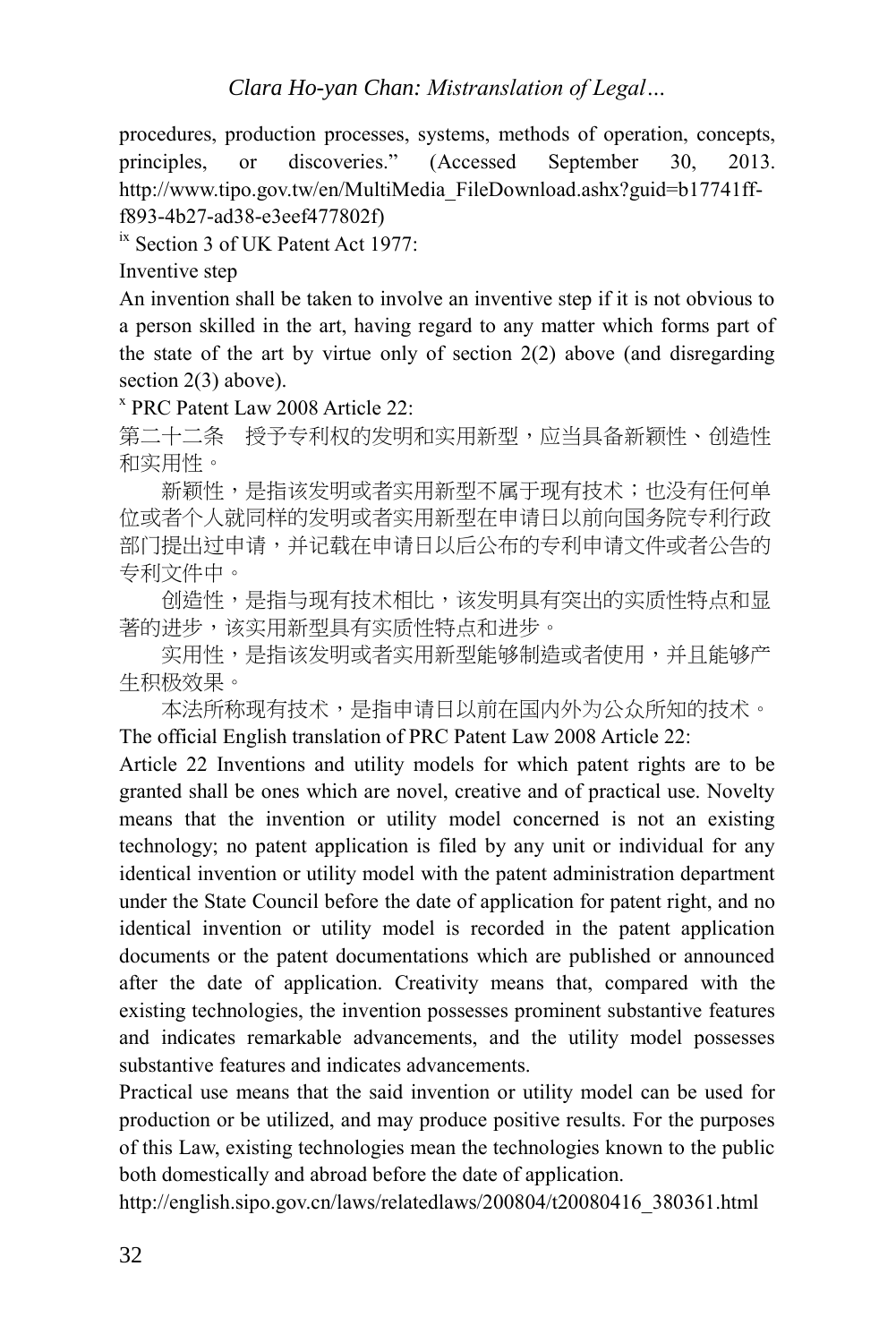procedures, production processes, systems, methods of operation, concepts, principles, or discoveries." (Accessed September 30, 2013. http://www.tipo.gov.tw/en/MultiMedia_FileDownload.ashx?guid=b17741ff-f893-4b27-ad38-e3eef477802f)

[ix] Section 3 of UK Patent Act 1977:

Inventive step

An invention shall be taken to involve an inventive step if it is not obvious to a person skilled in the art, having regard to any matter which forms part of the state of the art by virtue only of section 2(2) above (and disregarding section 2(3) above).

[x] PRC Patent Law 2008 Article 22:

第二十二条　授予专利权的发明和实用新型，应当具备新颖性、创造性和实用性。

新颖性，是指该发明或者实用新型不属于现有技术；也没有任何单位或者个人就同样的发明或者实用新型在申请日以前向国务院专利行政部门提出过申请，并记载在申请日以后公布的专利申请文件或者公告的专利文件中。

创造性，是指与现有技术相比，该发明具有突出的实质性特点和显著的进步，该实用新型具有实质性特点和进步。

实用性，是指该发明或者实用新型能够制造或者使用，并且能够产生积极效果。

本法所称现有技术，是指申请日以前在国内外为公众所知的技术。

The official English translation of PRC Patent Law 2008 Article 22:

Article 22 Inventions and utility models for which patent rights are to be granted shall be ones which are novel, creative and of practical use. Novelty means that the invention or utility model concerned is not an existing technology; no patent application is filed by any unit or individual for any identical invention or utility model with the patent administration department under the State Council before the date of application for patent right, and no identical invention or utility model is recorded in the patent application documents or the patent documentations which are published or announced after the date of application. Creativity means that, compared with the existing technologies, the invention possesses prominent substantive features and indicates remarkable advancements, and the utility model possesses substantive features and indicates advancements.

Practical use means that the said invention or utility model can be used for production or be utilized, and may produce positive results. For the purposes of this Law, existing technologies mean the technologies known to the public both domestically and abroad before the date of application.

http://english.sipo.gov.cn/laws/relatedlaws/200804/t20080416_380361.html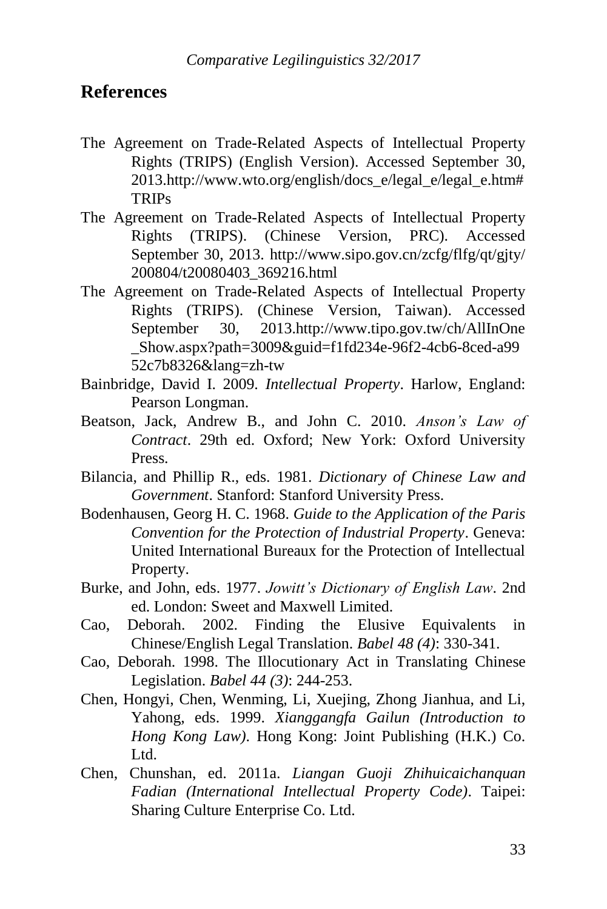## References

The Agreement on Trade-Related Aspects of Intellectual Property Rights (TRIPS) (English Version). Accessed September 30, 2013.http://www.wto.org/english/docs_e/legal_e/legal_e.htm#TRIPs

The Agreement on Trade-Related Aspects of Intellectual Property Rights (TRIPS). (Chinese Version, PRC). Accessed September 30, 2013. http://www.sipo.gov.cn/zcfg/flfg/qt/gjty/200804/t20080403_369216.html

The Agreement on Trade-Related Aspects of Intellectual Property Rights (TRIPS). (Chinese Version, Taiwan). Accessed September 30, 2013.http://www.tipo.gov.tw/ch/AllInOne_Show.aspx?path=3009&guid=f1fd234e-96f2-4cb6-8ced-a9952c7b8326&lang=zh-tw

Bainbridge, David I. 2009. *Intellectual Property*. Harlow, England: Pearson Longman.

Beatson, Jack, Andrew B., and John C. 2010. *Anson's Law of Contract*. 29th ed. Oxford; New York: Oxford University Press.

Bilancia, and Phillip R., eds. 1981. *Dictionary of Chinese Law and Government*. Stanford: Stanford University Press.

Bodenhausen, Georg H. C. 1968. *Guide to the Application of the Paris Convention for the Protection of Industrial Property*. Geneva: United International Bureaux for the Protection of Intellectual Property.

Burke, and John, eds. 1977. *Jowitt's Dictionary of English Law*. 2nd ed. London: Sweet and Maxwell Limited.

Cao, Deborah. 2002. Finding the Elusive Equivalents in Chinese/English Legal Translation. *Babel 48 (4)*: 330-341.

Cao, Deborah. 1998. The Illocutionary Act in Translating Chinese Legislation. *Babel 44 (3)*: 244-253.

Chen, Hongyi, Chen, Wenming, Li, Xuejing, Zhong Jianhua, and Li, Yahong, eds. 1999. *Xianggangfa Gailun (Introduction to Hong Kong Law)*. Hong Kong: Joint Publishing (H.K.) Co. Ltd.

Chen, Chunshan, ed. 2011a. *Liangan Guoji Zhihuicaichanquan Fadian (International Intellectual Property Code)*. Taipei: Sharing Culture Enterprise Co. Ltd.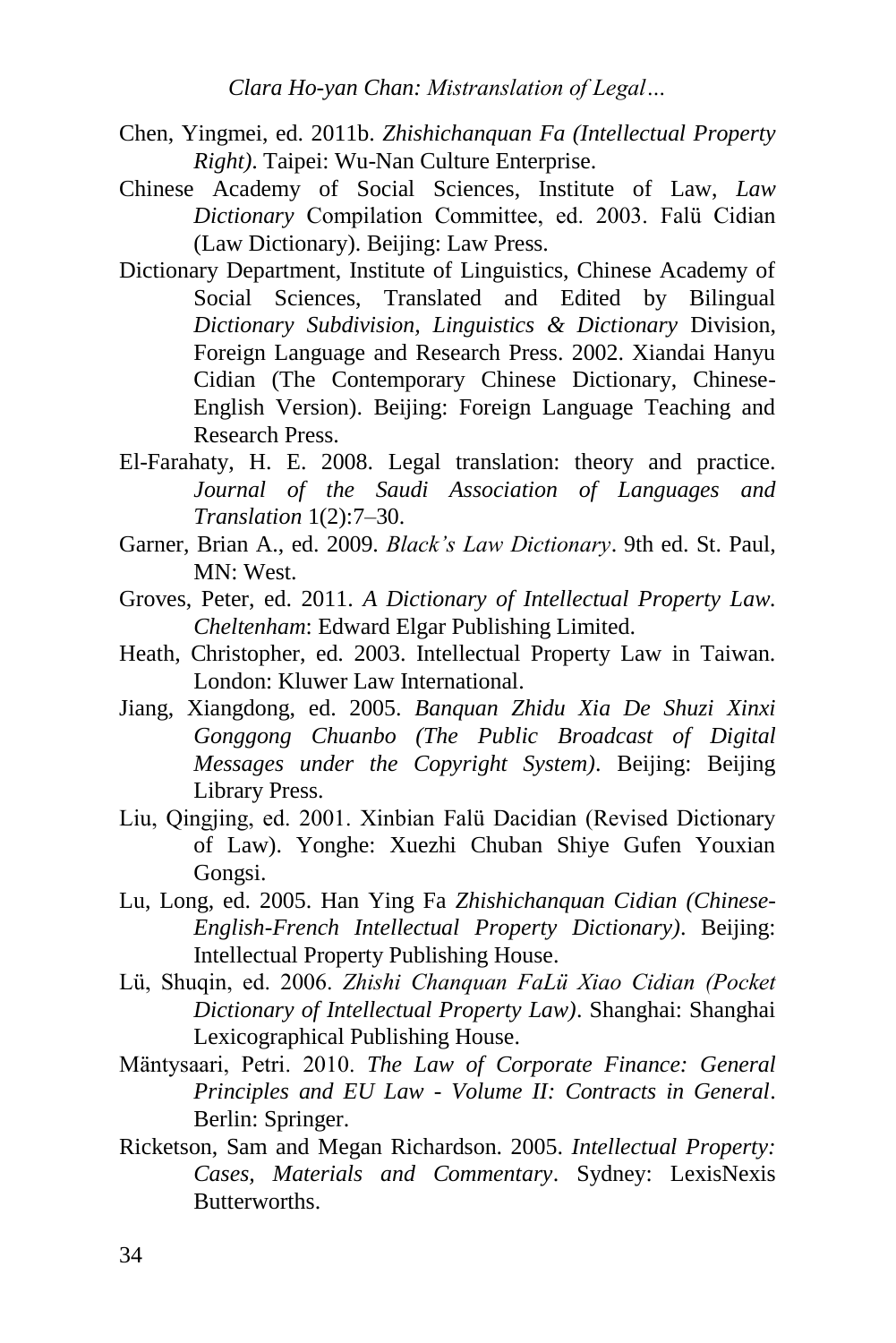Chen, Yingmei, ed. 2011b. *Zhishichanquan Fa (Intellectual Property Right)*. Taipei: Wu-Nan Culture Enterprise.

Chinese Academy of Social Sciences, Institute of Law, *Law Dictionary* Compilation Committee, ed. 2003. Falü Cidian (Law Dictionary). Beijing: Law Press.

Dictionary Department, Institute of Linguistics, Chinese Academy of Social Sciences, Translated and Edited by Bilingual *Dictionary Subdivision, Linguistics & Dictionary* Division, Foreign Language and Research Press. 2002. Xiandai Hanyu Cidian (The Contemporary Chinese Dictionary, Chinese-English Version). Beijing: Foreign Language Teaching and Research Press.

El-Farahaty, H. E. 2008. Legal translation: theory and practice. *Journal of the Saudi Association of Languages and Translation* 1(2):7–30.

Garner, Brian A., ed. 2009. *Black's Law Dictionary*. 9th ed. St. Paul, MN: West.

Groves, Peter, ed. 2011. *A Dictionary of Intellectual Property Law. Cheltenham*: Edward Elgar Publishing Limited.

Heath, Christopher, ed. 2003. Intellectual Property Law in Taiwan. London: Kluwer Law International.

Jiang, Xiangdong, ed. 2005. *Banquan Zhidu Xia De Shuzi Xinxi Gonggong Chuanbo (The Public Broadcast of Digital Messages under the Copyright System)*. Beijing: Beijing Library Press.

Liu, Qingjing, ed. 2001. Xinbian Falü Dacidian (Revised Dictionary of Law). Yonghe: Xuezhi Chuban Shiye Gufen Youxian Gongsi.

Lu, Long, ed. 2005. Han Ying Fa *Zhishichanquan Cidian (Chinese-English-French Intellectual Property Dictionary)*. Beijing: Intellectual Property Publishing House.

Lü, Shuqin, ed. 2006. *Zhishi Chanquan FaLü Xiao Cidian (Pocket Dictionary of Intellectual Property Law)*. Shanghai: Shanghai Lexicographical Publishing House.

Mäntysaari, Petri. 2010. *The Law of Corporate Finance: General Principles and EU Law - Volume II: Contracts in General*. Berlin: Springer.

Ricketson, Sam and Megan Richardson. 2005. *Intellectual Property: Cases, Materials and Commentary*. Sydney: LexisNexis Butterworths.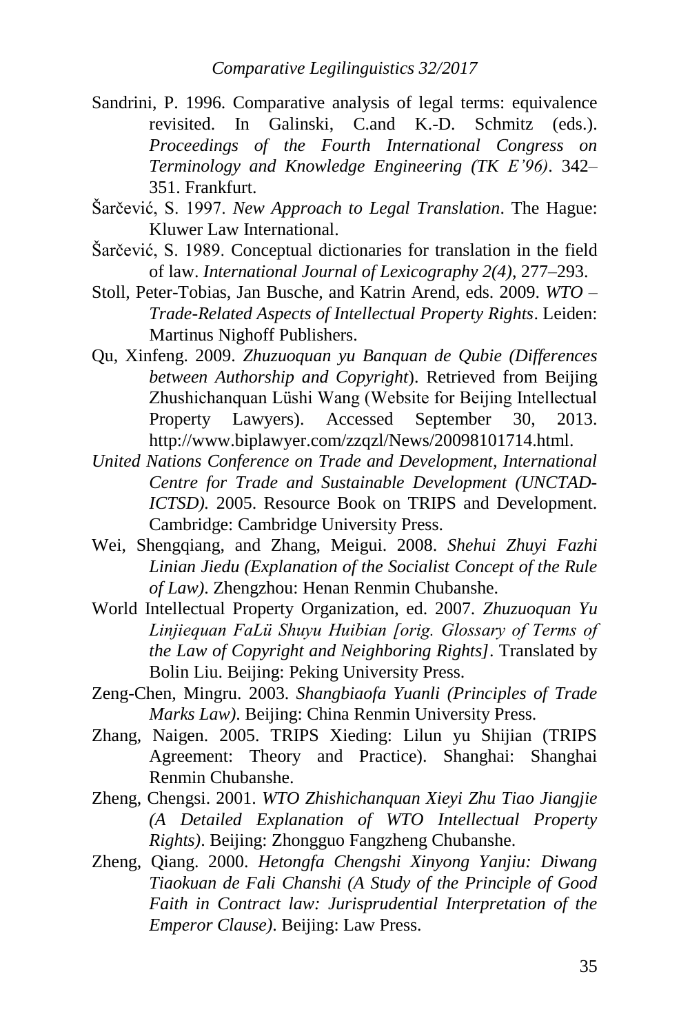Sandrini, P. 1996. Comparative analysis of legal terms: equivalence revisited. In Galinski, C.and K.-D. Schmitz (eds.). *Proceedings of the Fourth International Congress on Terminology and Knowledge Engineering (TK E'96)*. 342–351. Frankfurt.

Šarčević, S. 1997. *New Approach to Legal Translation*. The Hague: Kluwer Law International.

Šarčević, S. 1989. Conceptual dictionaries for translation in the field of law. *International Journal of Lexicography 2(4)*, 277–293.

Stoll, Peter-Tobias, Jan Busche, and Katrin Arend, eds. 2009. *WTO – Trade-Related Aspects of Intellectual Property Rights*. Leiden: Martinus Nighoff Publishers.

Qu, Xinfeng. 2009. *Zhuzuoquan yu Banquan de Qubie (Differences between Authorship and Copyright*). Retrieved from Beijing Zhushichanquan Lüshi Wang (Website for Beijing Intellectual Property Lawyers). Accessed September 30, 2013. http://www.biplawyer.com/zzqzl/News/20098101714.html.

*United Nations Conference on Trade and Development, International Centre for Trade and Sustainable Development (UNCTAD-ICTSD).* 2005. Resource Book on TRIPS and Development. Cambridge: Cambridge University Press.

Wei, Shengqiang, and Zhang, Meigui. 2008. *Shehui Zhuyi Fazhi Linian Jiedu (Explanation of the Socialist Concept of the Rule of Law)*. Zhengzhou: Henan Renmin Chubanshe.

World Intellectual Property Organization, ed. 2007. *Zhuzuoquan Yu Linjiequan FaLü Shuyu Huibian [orig. Glossary of Terms of the Law of Copyright and Neighboring Rights]*. Translated by Bolin Liu. Beijing: Peking University Press.

Zeng-Chen, Mingru. 2003. *Shangbiaofa Yuanli (Principles of Trade Marks Law)*. Beijing: China Renmin University Press.

Zhang, Naigen. 2005. TRIPS Xieding: Lilun yu Shijian (TRIPS Agreement: Theory and Practice). Shanghai: Shanghai Renmin Chubanshe.

Zheng, Chengsi. 2001. *WTO Zhishichanquan Xieyi Zhu Tiao Jiangjie (A Detailed Explanation of WTO Intellectual Property Rights)*. Beijing: Zhongguo Fangzheng Chubanshe.

Zheng, Qiang. 2000. *Hetongfa Chengshi Xinyong Yanjiu: Diwang Tiaokuan de Fali Chanshi (A Study of the Principle of Good Faith in Contract law: Jurisprudential Interpretation of the Emperor Clause)*. Beijing: Law Press.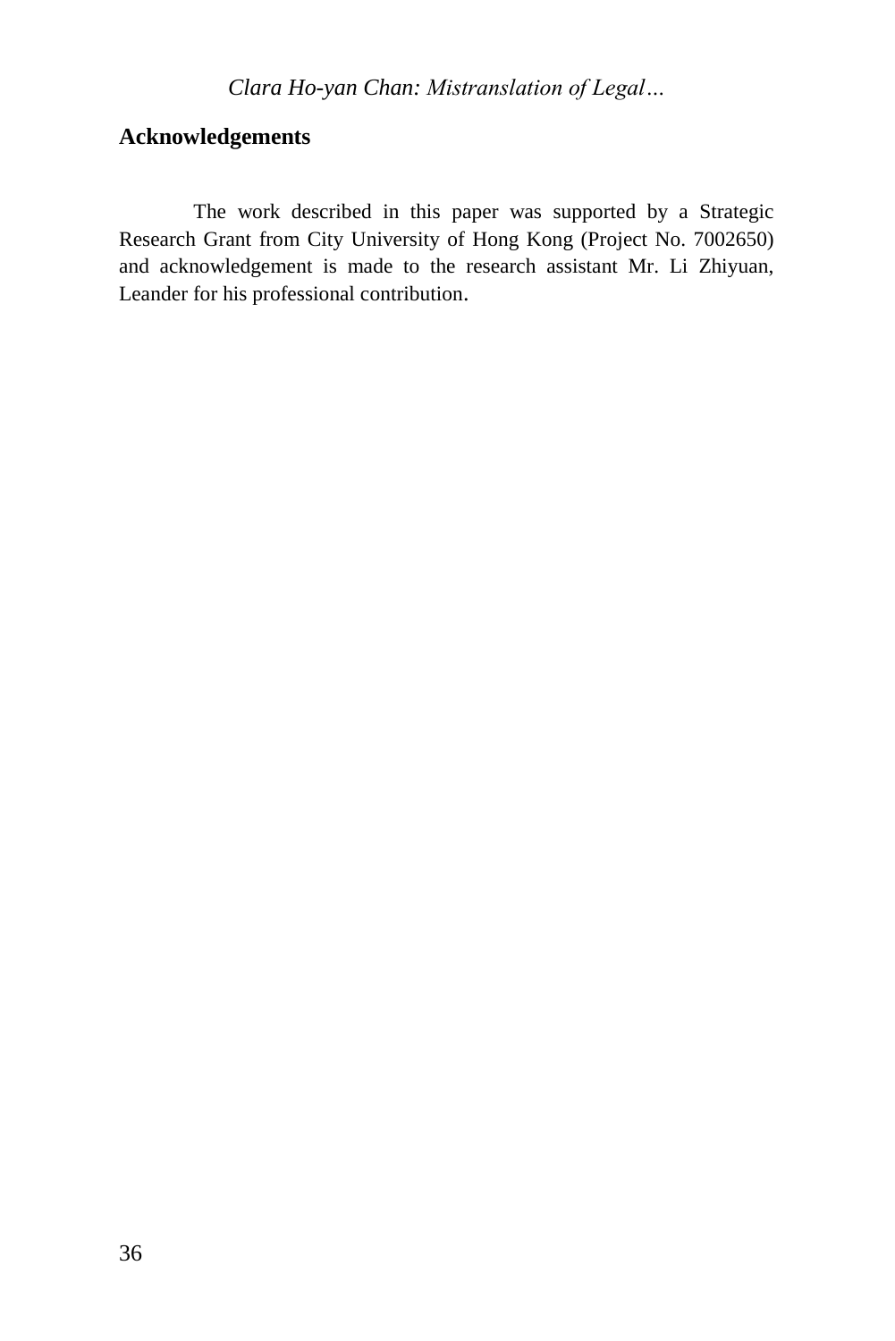## Acknowledgements

The work described in this paper was supported by a Strategic Research Grant from City University of Hong Kong (Project No. 7002650) and acknowledgement is made to the research assistant Mr. Li Zhiyuan, Leander for his professional contribution.